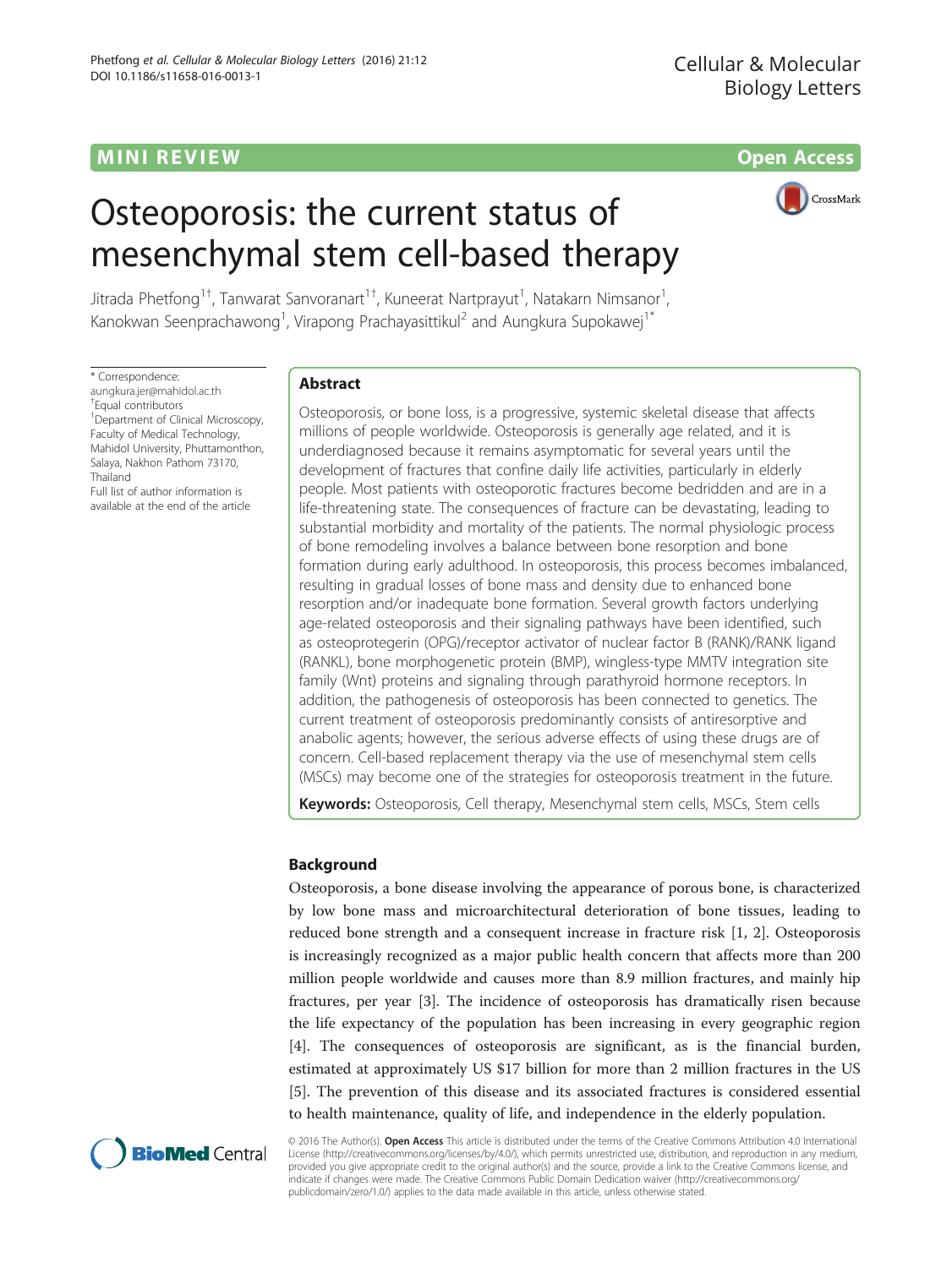MINI REVIEW

Open Access

# Osteoporosis: the current status of mesenchymal stem cell-based therapy

Jitrada Phetfong[1†], Tanwarat Sanvoranart[1†], Kuneerat Nartprayut[1], Natakarn Nimsanor[1], Kanokwan Seenprachawong[1], Virapong Prachayasittikul[2] and Aungkura Supokawej[1*]

\* Correspondence: aungkura.jer@mahidol.ac.th
†Equal contributors
[1]Department of Clinical Microscopy, Faculty of Medical Technology, Mahidol University, Phuttamonthon, Salaya, Nakhon Pathom 73170, Thailand
Full list of author information is available at the end of the article

## Abstract

Osteoporosis, or bone loss, is a progressive, systemic skeletal disease that affects millions of people worldwide. Osteoporosis is generally age related, and it is underdiagnosed because it remains asymptomatic for several years until the development of fractures that confine daily life activities, particularly in elderly people. Most patients with osteoporotic fractures become bedridden and are in a life-threatening state. The consequences of fracture can be devastating, leading to substantial morbidity and mortality of the patients. The normal physiologic process of bone remodeling involves a balance between bone resorption and bone formation during early adulthood. In osteoporosis, this process becomes imbalanced, resulting in gradual losses of bone mass and density due to enhanced bone resorption and/or inadequate bone formation. Several growth factors underlying age-related osteoporosis and their signaling pathways have been identified, such as osteoprotegerin (OPG)/receptor activator of nuclear factor B (RANK)/RANK ligand (RANKL), bone morphogenetic protein (BMP), wingless-type MMTV integration site family (Wnt) proteins and signaling through parathyroid hormone receptors. In addition, the pathogenesis of osteoporosis has been connected to genetics. The current treatment of osteoporosis predominantly consists of antiresorptive and anabolic agents; however, the serious adverse effects of using these drugs are of concern. Cell-based replacement therapy via the use of mesenchymal stem cells (MSCs) may become one of the strategies for osteoporosis treatment in the future.

**Keywords:** Osteoporosis, Cell therapy, Mesenchymal stem cells, MSCs, Stem cells

## Background

Osteoporosis, a bone disease involving the appearance of porous bone, is characterized by low bone mass and microarchitectural deterioration of bone tissues, leading to reduced bone strength and a consequent increase in fracture risk [1, 2]. Osteoporosis is increasingly recognized as a major public health concern that affects more than 200 million people worldwide and causes more than 8.9 million fractures, and mainly hip fractures, per year [3]. The incidence of osteoporosis has dramatically risen because the life expectancy of the population has been increasing in every geographic region [4]. The consequences of osteoporosis are significant, as is the financial burden, estimated at approximately US $17 billion for more than 2 million fractures in the US [5]. The prevention of this disease and its associated fractures is considered essential to health maintenance, quality of life, and independence in the elderly population.

© 2016 The Author(s). **Open Access** This article is distributed under the terms of the Creative Commons Attribution 4.0 International License (http://creativecommons.org/licenses/by/4.0/), which permits unrestricted use, distribution, and reproduction in any medium, provided you give appropriate credit to the original author(s) and the source, provide a link to the Creative Commons license, and indicate if changes were made. The Creative Commons Public Domain Dedication waiver (http://creativecommons.org/publicdomain/zero/1.0/) applies to the data made available in this article, unless otherwise stated.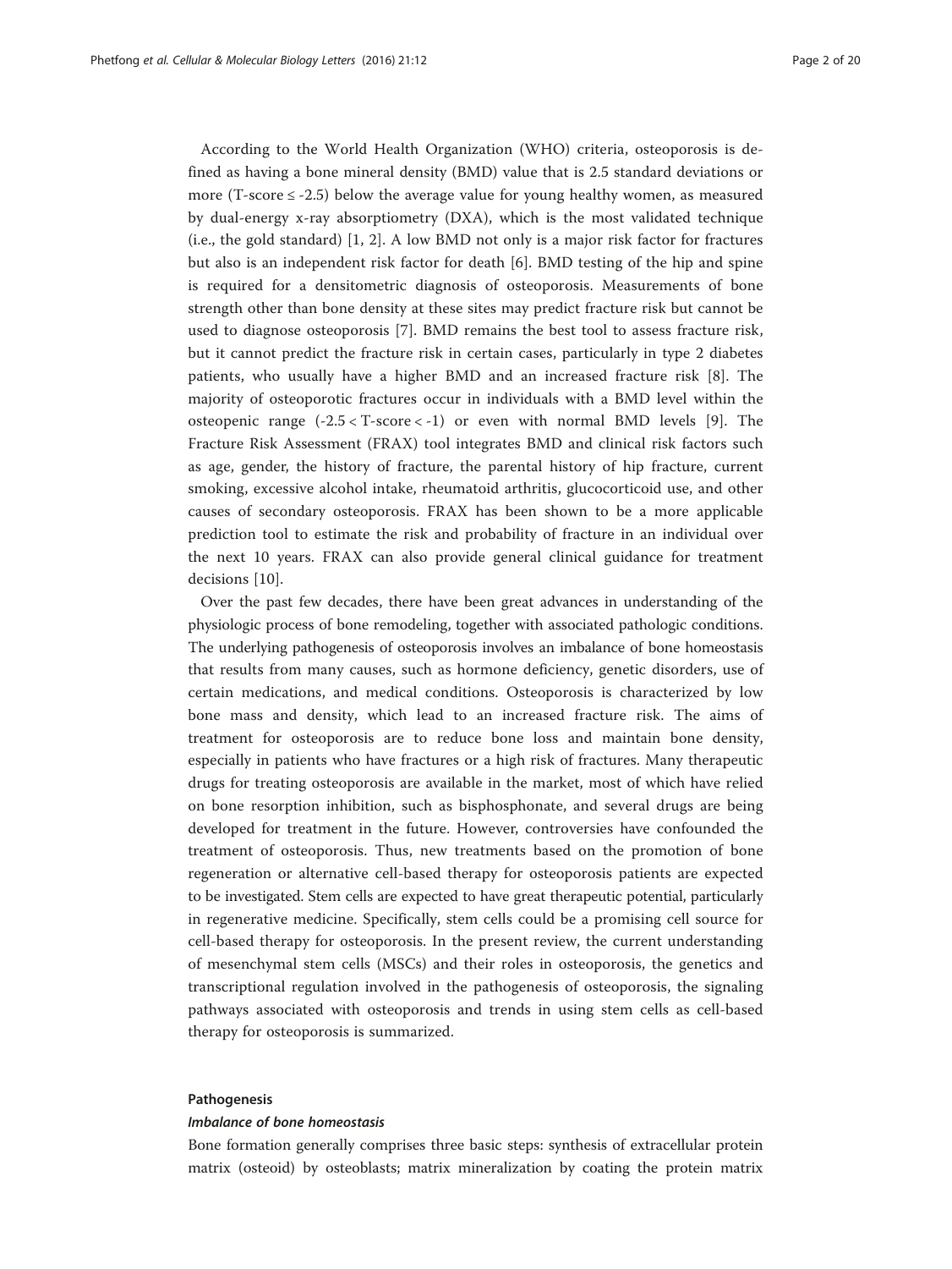According to the World Health Organization (WHO) criteria, osteoporosis is defined as having a bone mineral density (BMD) value that is 2.5 standard deviations or more (T-score ≤ -2.5) below the average value for young healthy women, as measured by dual-energy x-ray absorptiometry (DXA), which is the most validated technique (i.e., the gold standard) [1, 2]. A low BMD not only is a major risk factor for fractures but also is an independent risk factor for death [6]. BMD testing of the hip and spine is required for a densitometric diagnosis of osteoporosis. Measurements of bone strength other than bone density at these sites may predict fracture risk but cannot be used to diagnose osteoporosis [7]. BMD remains the best tool to assess fracture risk, but it cannot predict the fracture risk in certain cases, particularly in type 2 diabetes patients, who usually have a higher BMD and an increased fracture risk [8]. The majority of osteoporotic fractures occur in individuals with a BMD level within the osteopenic range (-2.5 < T-score < -1) or even with normal BMD levels [9]. The Fracture Risk Assessment (FRAX) tool integrates BMD and clinical risk factors such as age, gender, the history of fracture, the parental history of hip fracture, current smoking, excessive alcohol intake, rheumatoid arthritis, glucocorticoid use, and other causes of secondary osteoporosis. FRAX has been shown to be a more applicable prediction tool to estimate the risk and probability of fracture in an individual over the next 10 years. FRAX can also provide general clinical guidance for treatment decisions [10].

Over the past few decades, there have been great advances in understanding of the physiologic process of bone remodeling, together with associated pathologic conditions. The underlying pathogenesis of osteoporosis involves an imbalance of bone homeostasis that results from many causes, such as hormone deficiency, genetic disorders, use of certain medications, and medical conditions. Osteoporosis is characterized by low bone mass and density, which lead to an increased fracture risk. The aims of treatment for osteoporosis are to reduce bone loss and maintain bone density, especially in patients who have fractures or a high risk of fractures. Many therapeutic drugs for treating osteoporosis are available in the market, most of which have relied on bone resorption inhibition, such as bisphosphonate, and several drugs are being developed for treatment in the future. However, controversies have confounded the treatment of osteoporosis. Thus, new treatments based on the promotion of bone regeneration or alternative cell-based therapy for osteoporosis patients are expected to be investigated. Stem cells are expected to have great therapeutic potential, particularly in regenerative medicine. Specifically, stem cells could be a promising cell source for cell-based therapy for osteoporosis. In the present review, the current understanding of mesenchymal stem cells (MSCs) and their roles in osteoporosis, the genetics and transcriptional regulation involved in the pathogenesis of osteoporosis, the signaling pathways associated with osteoporosis and trends in using stem cells as cell-based therapy for osteoporosis is summarized.

## Pathogenesis

### *Imbalance of bone homeostasis*

Bone formation generally comprises three basic steps: synthesis of extracellular protein matrix (osteoid) by osteoblasts; matrix mineralization by coating the protein matrix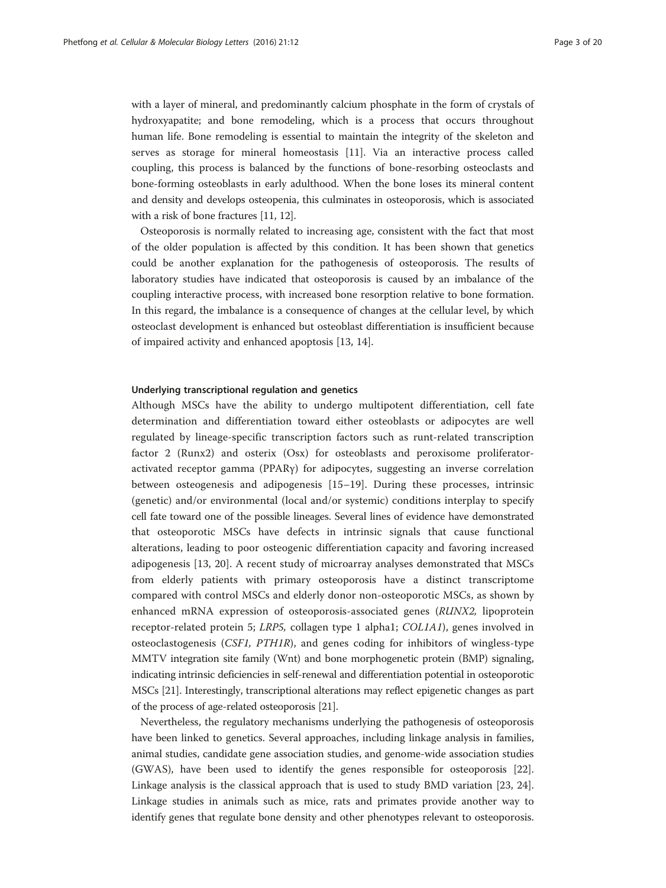with a layer of mineral, and predominantly calcium phosphate in the form of crystals of hydroxyapatite; and bone remodeling, which is a process that occurs throughout human life. Bone remodeling is essential to maintain the integrity of the skeleton and serves as storage for mineral homeostasis [11]. Via an interactive process called coupling, this process is balanced by the functions of bone-resorbing osteoclasts and bone-forming osteoblasts in early adulthood. When the bone loses its mineral content and density and develops osteopenia, this culminates in osteoporosis, which is associated with a risk of bone fractures [11, 12].

Osteoporosis is normally related to increasing age, consistent with the fact that most of the older population is affected by this condition. It has been shown that genetics could be another explanation for the pathogenesis of osteoporosis. The results of laboratory studies have indicated that osteoporosis is caused by an imbalance of the coupling interactive process, with increased bone resorption relative to bone formation. In this regard, the imbalance is a consequence of changes at the cellular level, by which osteoclast development is enhanced but osteoblast differentiation is insufficient because of impaired activity and enhanced apoptosis [13, 14].

### Underlying transcriptional regulation and genetics

Although MSCs have the ability to undergo multipotent differentiation, cell fate determination and differentiation toward either osteoblasts or adipocytes are well regulated by lineage-specific transcription factors such as runt-related transcription factor 2 (Runx2) and osterix (Osx) for osteoblasts and peroxisome proliferator-activated receptor gamma (PPARγ) for adipocytes, suggesting an inverse correlation between osteogenesis and adipogenesis [15–19]. During these processes, intrinsic (genetic) and/or environmental (local and/or systemic) conditions interplay to specify cell fate toward one of the possible lineages. Several lines of evidence have demonstrated that osteoporotic MSCs have defects in intrinsic signals that cause functional alterations, leading to poor osteogenic differentiation capacity and favoring increased adipogenesis [13, 20]. A recent study of microarray analyses demonstrated that MSCs from elderly patients with primary osteoporosis have a distinct transcriptome compared with control MSCs and elderly donor non-osteoporotic MSCs, as shown by enhanced mRNA expression of osteoporosis-associated genes (*RUNX2,* lipoprotein receptor-related protein 5; *LRP5,* collagen type 1 alpha1; *COL1A1*), genes involved in osteoclastogenesis (*CSF1, PTH1R*), and genes coding for inhibitors of wingless-type MMTV integration site family (Wnt) and bone morphogenetic protein (BMP) signaling, indicating intrinsic deficiencies in self-renewal and differentiation potential in osteoporotic MSCs [21]. Interestingly, transcriptional alterations may reflect epigenetic changes as part of the process of age-related osteoporosis [21].

Nevertheless, the regulatory mechanisms underlying the pathogenesis of osteoporosis have been linked to genetics. Several approaches, including linkage analysis in families, animal studies, candidate gene association studies, and genome-wide association studies (GWAS), have been used to identify the genes responsible for osteoporosis [22]. Linkage analysis is the classical approach that is used to study BMD variation [23, 24]. Linkage studies in animals such as mice, rats and primates provide another way to identify genes that regulate bone density and other phenotypes relevant to osteoporosis.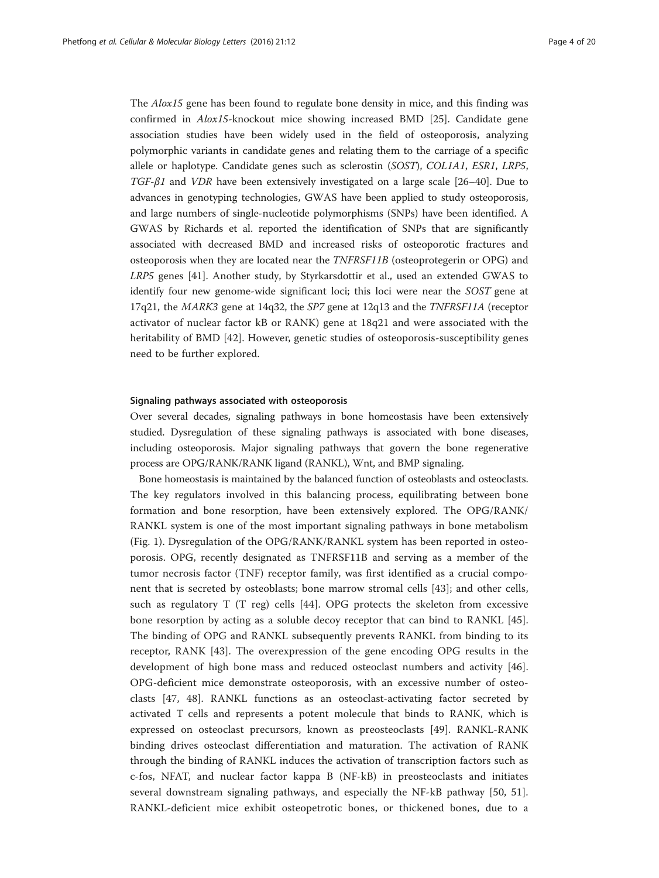The *Alox15* gene has been found to regulate bone density in mice, and this finding was confirmed in *Alox15*-knockout mice showing increased BMD [25]. Candidate gene association studies have been widely used in the field of osteoporosis, analyzing polymorphic variants in candidate genes and relating them to the carriage of a specific allele or haplotype. Candidate genes such as sclerostin (*SOST*), *COL1A1*, *ESR1*, *LRP5*, *TGF-β1* and *VDR* have been extensively investigated on a large scale [26–40]. Due to advances in genotyping technologies, GWAS have been applied to study osteoporosis, and large numbers of single-nucleotide polymorphisms (SNPs) have been identified. A GWAS by Richards et al. reported the identification of SNPs that are significantly associated with decreased BMD and increased risks of osteoporotic fractures and osteoporosis when they are located near the *TNFRSF11B* (osteoprotegerin or OPG) and *LRP5* genes [41]. Another study, by Styrkarsdottir et al., used an extended GWAS to identify four new genome-wide significant loci; this loci were near the *SOST* gene at 17q21, the *MARK3* gene at 14q32, the *SP7* gene at 12q13 and the *TNFRSF11A* (receptor activator of nuclear factor kB or RANK) gene at 18q21 and were associated with the heritability of BMD [42]. However, genetic studies of osteoporosis-susceptibility genes need to be further explored.

### Signaling pathways associated with osteoporosis

Over several decades, signaling pathways in bone homeostasis have been extensively studied. Dysregulation of these signaling pathways is associated with bone diseases, including osteoporosis. Major signaling pathways that govern the bone regenerative process are OPG/RANK/RANK ligand (RANKL), Wnt, and BMP signaling.

Bone homeostasis is maintained by the balanced function of osteoblasts and osteoclasts. The key regulators involved in this balancing process, equilibrating between bone formation and bone resorption, have been extensively explored. The OPG/RANK/RANKL system is one of the most important signaling pathways in bone metabolism (Fig. 1). Dysregulation of the OPG/RANK/RANKL system has been reported in osteoporosis. OPG, recently designated as TNFRSF11B and serving as a member of the tumor necrosis factor (TNF) receptor family, was first identified as a crucial component that is secreted by osteoblasts; bone marrow stromal cells [43]; and other cells, such as regulatory T (T reg) cells [44]. OPG protects the skeleton from excessive bone resorption by acting as a soluble decoy receptor that can bind to RANKL [45]. The binding of OPG and RANKL subsequently prevents RANKL from binding to its receptor, RANK [43]. The overexpression of the gene encoding OPG results in the development of high bone mass and reduced osteoclast numbers and activity [46]. OPG-deficient mice demonstrate osteoporosis, with an excessive number of osteoclasts [47, 48]. RANKL functions as an osteoclast-activating factor secreted by activated T cells and represents a potent molecule that binds to RANK, which is expressed on osteoclast precursors, known as preosteoclasts [49]. RANKL-RANK binding drives osteoclast differentiation and maturation. The activation of RANK through the binding of RANKL induces the activation of transcription factors such as c-fos, NFAT, and nuclear factor kappa B (NF-kB) in preosteoclasts and initiates several downstream signaling pathways, and especially the NF-kB pathway [50, 51]. RANKL-deficient mice exhibit osteopetrotic bones, or thickened bones, due to a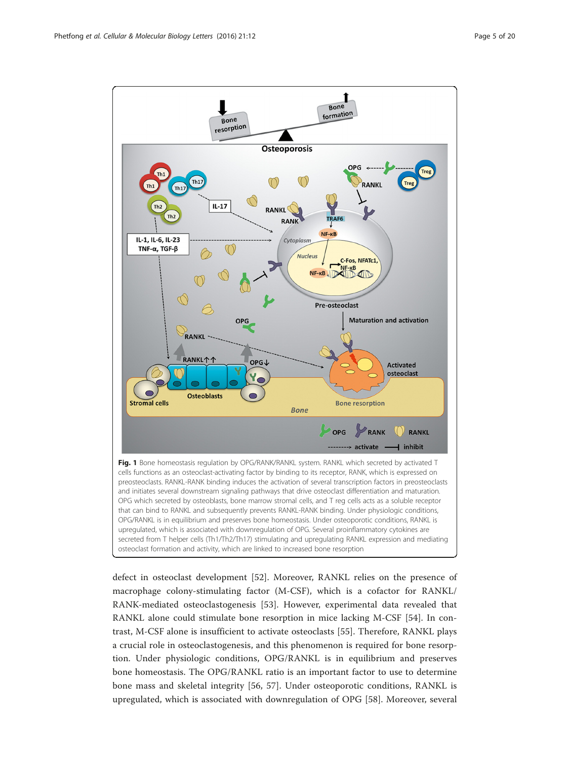**Fig. 1** Bone homeostasis regulation by OPG/RANK/RANKL system. RANKL which secreted by activated T cells functions as an osteoclast-activating factor by binding to its receptor, RANK, which is expressed on preosteoclasts. RANKL-RANK binding induces the activation of several transcription factors in preosteoclasts and initiates several downstream signaling pathways that drive osteoclast differentiation and maturation. OPG which secreted by osteoblasts, bone marrow stromal cells, and T reg cells acts as a soluble receptor that can bind to RANKL and subsequently prevents RANKL-RANK binding. Under physiologic conditions, OPG/RANKL is in equilibrium and preserves bone homeostasis. Under osteoporotic conditions, RANKL is upregulated, which is associated with downregulation of OPG. Several proinflammatory cytokines are secreted from T helper cells (Th1/Th2/Th17) stimulating and upregulating RANKL expression and mediating osteoclast formation and activity, which are linked to increased bone resorption

defect in osteoclast development [52]. Moreover, RANKL relies on the presence of macrophage colony-stimulating factor (M-CSF), which is a cofactor for RANKL/RANK-mediated osteoclastogenesis [53]. However, experimental data revealed that RANKL alone could stimulate bone resorption in mice lacking M-CSF [54]. In contrast, M-CSF alone is insufficient to activate osteoclasts [55]. Therefore, RANKL plays a crucial role in osteoclastogenesis, and this phenomenon is required for bone resorption. Under physiologic conditions, OPG/RANKL is in equilibrium and preserves bone homeostasis. The OPG/RANKL ratio is an important factor to use to determine bone mass and skeletal integrity [56, 57]. Under osteoporotic conditions, RANKL is upregulated, which is associated with downregulation of OPG [58]. Moreover, several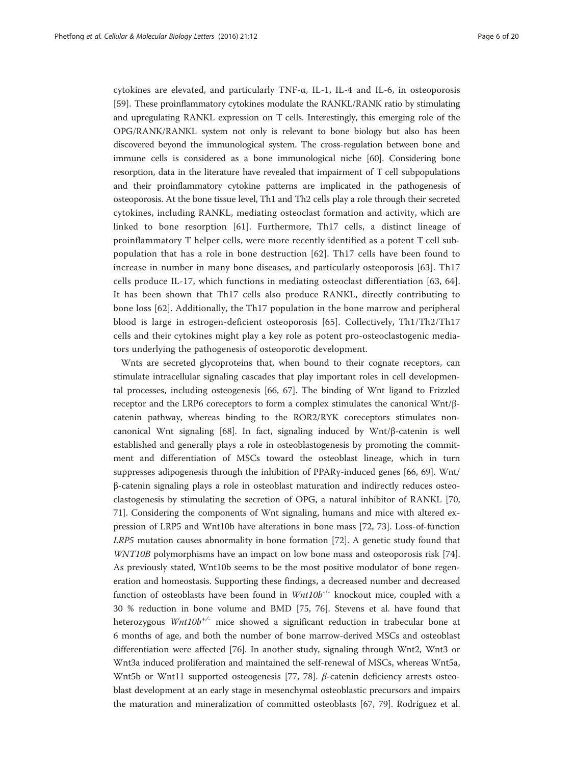cytokines are elevated, and particularly TNF-α, IL-1, IL-4 and IL-6, in osteoporosis [59]. These proinflammatory cytokines modulate the RANKL/RANK ratio by stimulating and upregulating RANKL expression on T cells. Interestingly, this emerging role of the OPG/RANK/RANKL system not only is relevant to bone biology but also has been discovered beyond the immunological system. The cross-regulation between bone and immune cells is considered as a bone immunological niche [60]. Considering bone resorption, data in the literature have revealed that impairment of T cell subpopulations and their proinflammatory cytokine patterns are implicated in the pathogenesis of osteoporosis. At the bone tissue level, Th1 and Th2 cells play a role through their secreted cytokines, including RANKL, mediating osteoclast formation and activity, which are linked to bone resorption [61]. Furthermore, Th17 cells, a distinct lineage of proinflammatory T helper cells, were more recently identified as a potent T cell subpopulation that has a role in bone destruction [62]. Th17 cells have been found to increase in number in many bone diseases, and particularly osteoporosis [63]. Th17 cells produce IL-17, which functions in mediating osteoclast differentiation [63, 64]. It has been shown that Th17 cells also produce RANKL, directly contributing to bone loss [62]. Additionally, the Th17 population in the bone marrow and peripheral blood is large in estrogen-deficient osteoporosis [65]. Collectively, Th1/Th2/Th17 cells and their cytokines might play a key role as potent pro-osteoclastogenic mediators underlying the pathogenesis of osteoporotic development.

Wnts are secreted glycoproteins that, when bound to their cognate receptors, can stimulate intracellular signaling cascades that play important roles in cell developmental processes, including osteogenesis [66, 67]. The binding of Wnt ligand to Frizzled receptor and the LRP6 coreceptors to form a complex stimulates the canonical Wnt/β-catenin pathway, whereas binding to the ROR2/RYK coreceptors stimulates non-canonical Wnt signaling [68]. In fact, signaling induced by Wnt/β-catenin is well established and generally plays a role in osteoblastogenesis by promoting the commitment and differentiation of MSCs toward the osteoblast lineage, which in turn suppresses adipogenesis through the inhibition of PPARγ-induced genes [66, 69]. Wnt/β-catenin signaling plays a role in osteoblast maturation and indirectly reduces osteoclastogenesis by stimulating the secretion of OPG, a natural inhibitor of RANKL [70, 71]. Considering the components of Wnt signaling, humans and mice with altered expression of LRP5 and Wnt10b have alterations in bone mass [72, 73]. Loss-of-function *LRP5* mutation causes abnormality in bone formation [72]. A genetic study found that *WNT10B* polymorphisms have an impact on low bone mass and osteoporosis risk [74]. As previously stated, Wnt10b seems to be the most positive modulator of bone regeneration and homeostasis. Supporting these findings, a decreased number and decreased function of osteoblasts have been found in *Wnt10b*$^{-/-}$ knockout mice, coupled with a 30 % reduction in bone volume and BMD [75, 76]. Stevens et al. have found that heterozygous *Wnt10b*$^{+/-}$ mice showed a significant reduction in trabecular bone at 6 months of age, and both the number of bone marrow-derived MSCs and osteoblast differentiation were affected [76]. In another study, signaling through Wnt2, Wnt3 or Wnt3a induced proliferation and maintained the self-renewal of MSCs, whereas Wnt5a, Wnt5b or Wnt11 supported osteogenesis [77, 78]. *β*-catenin deficiency arrests osteoblast development at an early stage in mesenchymal osteoblastic precursors and impairs the maturation and mineralization of committed osteoblasts [67, 79]. Rodríguez et al.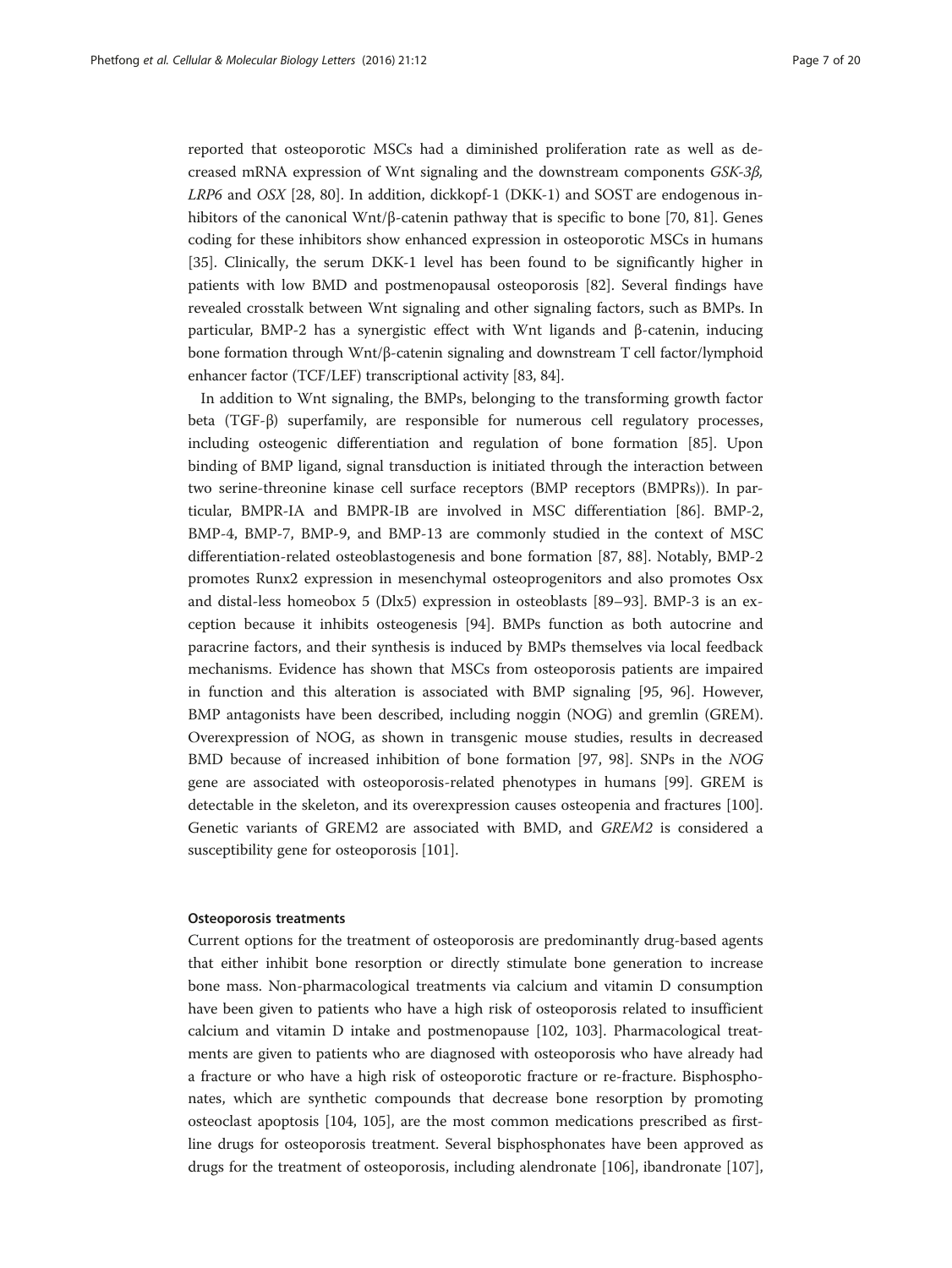reported that osteoporotic MSCs had a diminished proliferation rate as well as decreased mRNA expression of Wnt signaling and the downstream components *GSK-3β*, *LRP6* and *OSX* [28, 80]. In addition, dickkopf-1 (DKK-1) and SOST are endogenous inhibitors of the canonical Wnt/β-catenin pathway that is specific to bone [70, 81]. Genes coding for these inhibitors show enhanced expression in osteoporotic MSCs in humans [35]. Clinically, the serum DKK-1 level has been found to be significantly higher in patients with low BMD and postmenopausal osteoporosis [82]. Several findings have revealed crosstalk between Wnt signaling and other signaling factors, such as BMPs. In particular, BMP-2 has a synergistic effect with Wnt ligands and β-catenin, inducing bone formation through Wnt/β-catenin signaling and downstream T cell factor/lymphoid enhancer factor (TCF/LEF) transcriptional activity [83, 84].

In addition to Wnt signaling, the BMPs, belonging to the transforming growth factor beta (TGF-β) superfamily, are responsible for numerous cell regulatory processes, including osteogenic differentiation and regulation of bone formation [85]. Upon binding of BMP ligand, signal transduction is initiated through the interaction between two serine-threonine kinase cell surface receptors (BMP receptors (BMPRs)). In particular, BMPR-IA and BMPR-IB are involved in MSC differentiation [86]. BMP-2, BMP-4, BMP-7, BMP-9, and BMP-13 are commonly studied in the context of MSC differentiation-related osteoblastogenesis and bone formation [87, 88]. Notably, BMP-2 promotes Runx2 expression in mesenchymal osteoprogenitors and also promotes Osx and distal-less homeobox 5 (Dlx5) expression in osteoblasts [89–93]. BMP-3 is an exception because it inhibits osteogenesis [94]. BMPs function as both autocrine and paracrine factors, and their synthesis is induced by BMPs themselves via local feedback mechanisms. Evidence has shown that MSCs from osteoporosis patients are impaired in function and this alteration is associated with BMP signaling [95, 96]. However, BMP antagonists have been described, including noggin (NOG) and gremlin (GREM). Overexpression of NOG, as shown in transgenic mouse studies, results in decreased BMD because of increased inhibition of bone formation [97, 98]. SNPs in the *NOG* gene are associated with osteoporosis-related phenotypes in humans [99]. GREM is detectable in the skeleton, and its overexpression causes osteopenia and fractures [100]. Genetic variants of GREM2 are associated with BMD, and *GREM2* is considered a susceptibility gene for osteoporosis [101].

#### Osteoporosis treatments

Current options for the treatment of osteoporosis are predominantly drug-based agents that either inhibit bone resorption or directly stimulate bone generation to increase bone mass. Non-pharmacological treatments via calcium and vitamin D consumption have been given to patients who have a high risk of osteoporosis related to insufficient calcium and vitamin D intake and postmenopause [102, 103]. Pharmacological treatments are given to patients who are diagnosed with osteoporosis who have already had a fracture or who have a high risk of osteoporotic fracture or re-fracture. Bisphosphonates, which are synthetic compounds that decrease bone resorption by promoting osteoclast apoptosis [104, 105], are the most common medications prescribed as first-line drugs for osteoporosis treatment. Several bisphosphonates have been approved as drugs for the treatment of osteoporosis, including alendronate [106], ibandronate [107],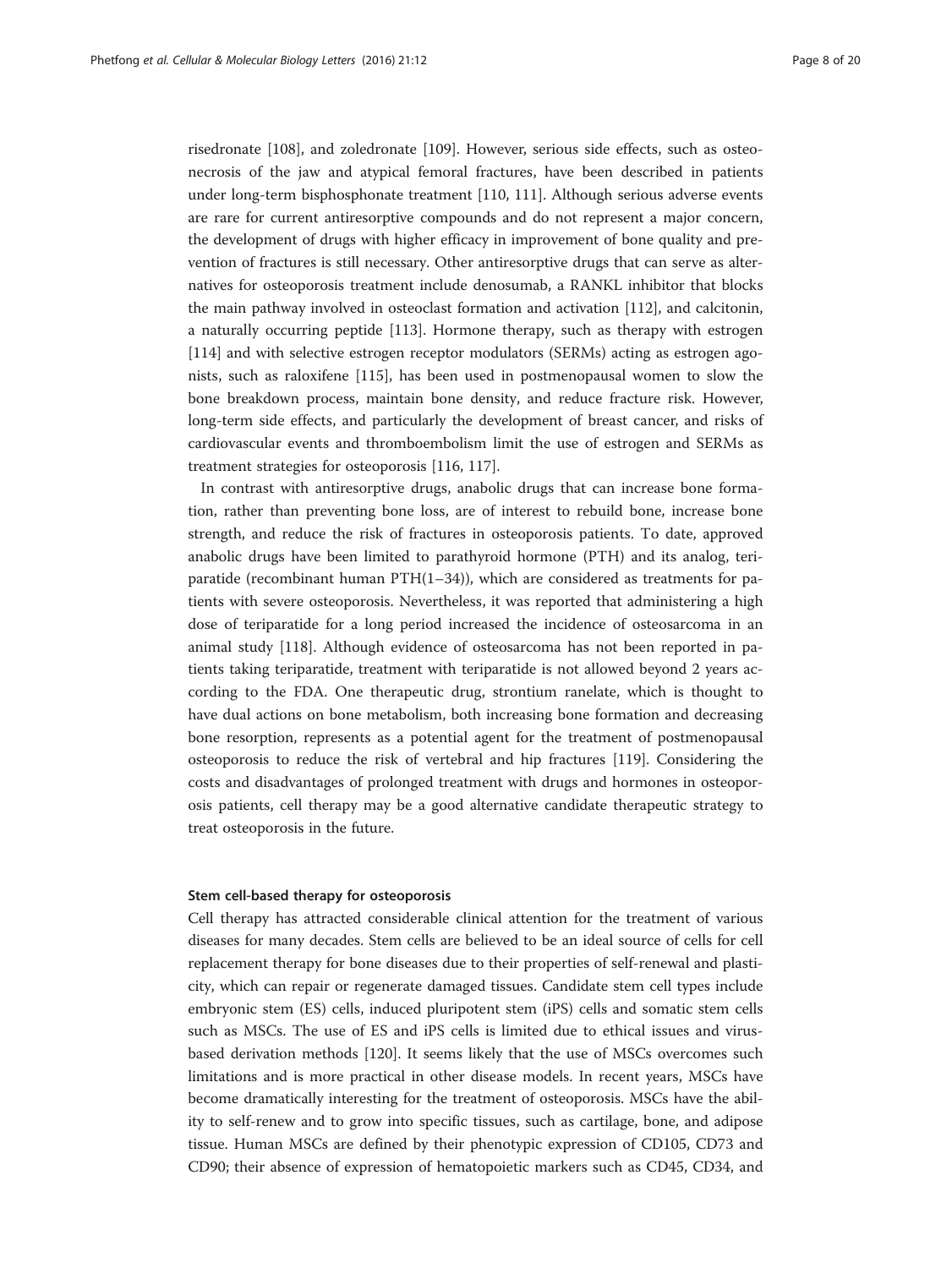risedronate [108], and zoledronate [109]. However, serious side effects, such as osteonecrosis of the jaw and atypical femoral fractures, have been described in patients under long-term bisphosphonate treatment [110, 111]. Although serious adverse events are rare for current antiresorptive compounds and do not represent a major concern, the development of drugs with higher efficacy in improvement of bone quality and prevention of fractures is still necessary. Other antiresorptive drugs that can serve as alternatives for osteoporosis treatment include denosumab, a RANKL inhibitor that blocks the main pathway involved in osteoclast formation and activation [112], and calcitonin, a naturally occurring peptide [113]. Hormone therapy, such as therapy with estrogen [114] and with selective estrogen receptor modulators (SERMs) acting as estrogen agonists, such as raloxifene [115], has been used in postmenopausal women to slow the bone breakdown process, maintain bone density, and reduce fracture risk. However, long-term side effects, and particularly the development of breast cancer, and risks of cardiovascular events and thromboembolism limit the use of estrogen and SERMs as treatment strategies for osteoporosis [116, 117].

In contrast with antiresorptive drugs, anabolic drugs that can increase bone formation, rather than preventing bone loss, are of interest to rebuild bone, increase bone strength, and reduce the risk of fractures in osteoporosis patients. To date, approved anabolic drugs have been limited to parathyroid hormone (PTH) and its analog, teriparatide (recombinant human PTH(1–34)), which are considered as treatments for patients with severe osteoporosis. Nevertheless, it was reported that administering a high dose of teriparatide for a long period increased the incidence of osteosarcoma in an animal study [118]. Although evidence of osteosarcoma has not been reported in patients taking teriparatide, treatment with teriparatide is not allowed beyond 2 years according to the FDA. One therapeutic drug, strontium ranelate, which is thought to have dual actions on bone metabolism, both increasing bone formation and decreasing bone resorption, represents as a potential agent for the treatment of postmenopausal osteoporosis to reduce the risk of vertebral and hip fractures [119]. Considering the costs and disadvantages of prolonged treatment with drugs and hormones in osteoporosis patients, cell therapy may be a good alternative candidate therapeutic strategy to treat osteoporosis in the future.

### Stem cell-based therapy for osteoporosis

Cell therapy has attracted considerable clinical attention for the treatment of various diseases for many decades. Stem cells are believed to be an ideal source of cells for cell replacement therapy for bone diseases due to their properties of self-renewal and plasticity, which can repair or regenerate damaged tissues. Candidate stem cell types include embryonic stem (ES) cells, induced pluripotent stem (iPS) cells and somatic stem cells such as MSCs. The use of ES and iPS cells is limited due to ethical issues and virus-based derivation methods [120]. It seems likely that the use of MSCs overcomes such limitations and is more practical in other disease models. In recent years, MSCs have become dramatically interesting for the treatment of osteoporosis. MSCs have the ability to self-renew and to grow into specific tissues, such as cartilage, bone, and adipose tissue. Human MSCs are defined by their phenotypic expression of CD105, CD73 and CD90; their absence of expression of hematopoietic markers such as CD45, CD34, and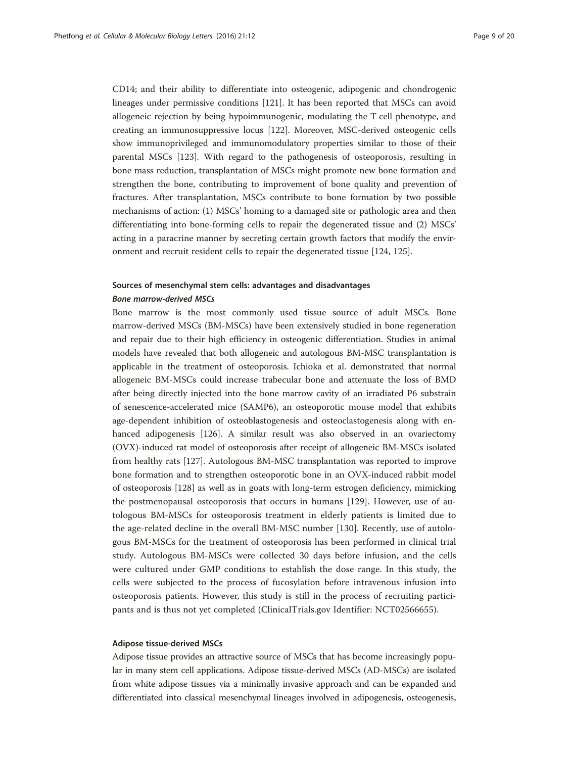CD14; and their ability to differentiate into osteogenic, adipogenic and chondrogenic lineages under permissive conditions [121]. It has been reported that MSCs can avoid allogeneic rejection by being hypoimmunogenic, modulating the T cell phenotype, and creating an immunosuppressive locus [122]. Moreover, MSC-derived osteogenic cells show immunoprivileged and immunomodulatory properties similar to those of their parental MSCs [123]. With regard to the pathogenesis of osteoporosis, resulting in bone mass reduction, transplantation of MSCs might promote new bone formation and strengthen the bone, contributing to improvement of bone quality and prevention of fractures. After transplantation, MSCs contribute to bone formation by two possible mechanisms of action: (1) MSCs' homing to a damaged site or pathologic area and then differentiating into bone-forming cells to repair the degenerated tissue and (2) MSCs' acting in a paracrine manner by secreting certain growth factors that modify the environment and recruit resident cells to repair the degenerated tissue [124, 125].

## Sources of mesenchymal stem cells: advantages and disadvantages

### *Bone marrow-derived MSCs*

Bone marrow is the most commonly used tissue source of adult MSCs. Bone marrow-derived MSCs (BM-MSCs) have been extensively studied in bone regeneration and repair due to their high efficiency in osteogenic differentiation. Studies in animal models have revealed that both allogeneic and autologous BM-MSC transplantation is applicable in the treatment of osteoporosis. Ichioka et al. demonstrated that normal allogeneic BM-MSCs could increase trabecular bone and attenuate the loss of BMD after being directly injected into the bone marrow cavity of an irradiated P6 substrain of senescence-accelerated mice (SAMP6), an osteoporotic mouse model that exhibits age-dependent inhibition of osteoblastogenesis and osteoclastogenesis along with enhanced adipogenesis [126]. A similar result was also observed in an ovariectomy (OVX)-induced rat model of osteoporosis after receipt of allogeneic BM-MSCs isolated from healthy rats [127]. Autologous BM-MSC transplantation was reported to improve bone formation and to strengthen osteoporotic bone in an OVX-induced rabbit model of osteoporosis [128] as well as in goats with long-term estrogen deficiency, mimicking the postmenopausal osteoporosis that occurs in humans [129]. However, use of autologous BM-MSCs for osteoporosis treatment in elderly patients is limited due to the age-related decline in the overall BM-MSC number [130]. Recently, use of autologous BM-MSCs for the treatment of osteoporosis has been performed in clinical trial study. Autologous BM-MSCs were collected 30 days before infusion, and the cells were cultured under GMP conditions to establish the dose range. In this study, the cells were subjected to the process of fucosylation before intravenous infusion into osteoporosis patients. However, this study is still in the process of recruiting participants and is thus not yet completed (ClinicalTrials.gov Identifier: NCT02566655).

### Adipose tissue-derived MSCs

Adipose tissue provides an attractive source of MSCs that has become increasingly popular in many stem cell applications. Adipose tissue-derived MSCs (AD-MSCs) are isolated from white adipose tissues via a minimally invasive approach and can be expanded and differentiated into classical mesenchymal lineages involved in adipogenesis, osteogenesis,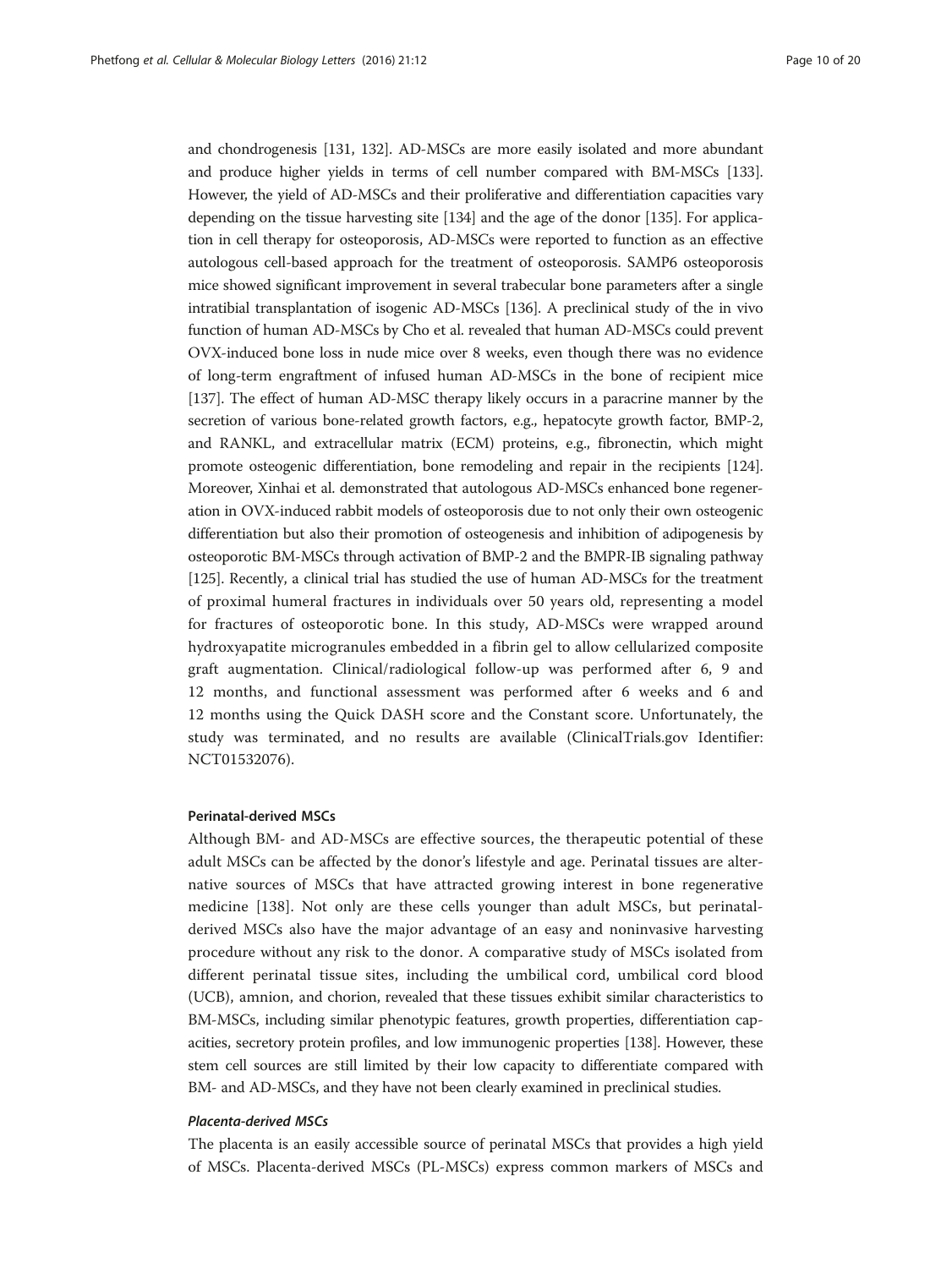and chondrogenesis [131, 132]. AD-MSCs are more easily isolated and more abundant and produce higher yields in terms of cell number compared with BM-MSCs [133]. However, the yield of AD-MSCs and their proliferative and differentiation capacities vary depending on the tissue harvesting site [134] and the age of the donor [135]. For application in cell therapy for osteoporosis, AD-MSCs were reported to function as an effective autologous cell-based approach for the treatment of osteoporosis. SAMP6 osteoporosis mice showed significant improvement in several trabecular bone parameters after a single intratibial transplantation of isogenic AD-MSCs [136]. A preclinical study of the in vivo function of human AD-MSCs by Cho et al. revealed that human AD-MSCs could prevent OVX-induced bone loss in nude mice over 8 weeks, even though there was no evidence of long-term engraftment of infused human AD-MSCs in the bone of recipient mice [137]. The effect of human AD-MSC therapy likely occurs in a paracrine manner by the secretion of various bone-related growth factors, e.g., hepatocyte growth factor, BMP-2, and RANKL, and extracellular matrix (ECM) proteins, e.g., fibronectin, which might promote osteogenic differentiation, bone remodeling and repair in the recipients [124]. Moreover, Xinhai et al. demonstrated that autologous AD-MSCs enhanced bone regeneration in OVX-induced rabbit models of osteoporosis due to not only their own osteogenic differentiation but also their promotion of osteogenesis and inhibition of adipogenesis by osteoporotic BM-MSCs through activation of BMP-2 and the BMPR-IB signaling pathway [125]. Recently, a clinical trial has studied the use of human AD-MSCs for the treatment of proximal humeral fractures in individuals over 50 years old, representing a model for fractures of osteoporotic bone. In this study, AD-MSCs were wrapped around hydroxyapatite microgranules embedded in a fibrin gel to allow cellularized composite graft augmentation. Clinical/radiological follow-up was performed after 6, 9 and 12 months, and functional assessment was performed after 6 weeks and 6 and 12 months using the Quick DASH score and the Constant score. Unfortunately, the study was terminated, and no results are available (ClinicalTrials.gov Identifier: NCT01532076).

### Perinatal-derived MSCs

Although BM- and AD-MSCs are effective sources, the therapeutic potential of these adult MSCs can be affected by the donor's lifestyle and age. Perinatal tissues are alternative sources of MSCs that have attracted growing interest in bone regenerative medicine [138]. Not only are these cells younger than adult MSCs, but perinatal-derived MSCs also have the major advantage of an easy and noninvasive harvesting procedure without any risk to the donor. A comparative study of MSCs isolated from different perinatal tissue sites, including the umbilical cord, umbilical cord blood (UCB), amnion, and chorion, revealed that these tissues exhibit similar characteristics to BM-MSCs, including similar phenotypic features, growth properties, differentiation capacities, secretory protein profiles, and low immunogenic properties [138]. However, these stem cell sources are still limited by their low capacity to differentiate compared with BM- and AD-MSCs, and they have not been clearly examined in preclinical studies.

#### *Placenta-derived MSCs*

The placenta is an easily accessible source of perinatal MSCs that provides a high yield of MSCs. Placenta-derived MSCs (PL-MSCs) express common markers of MSCs and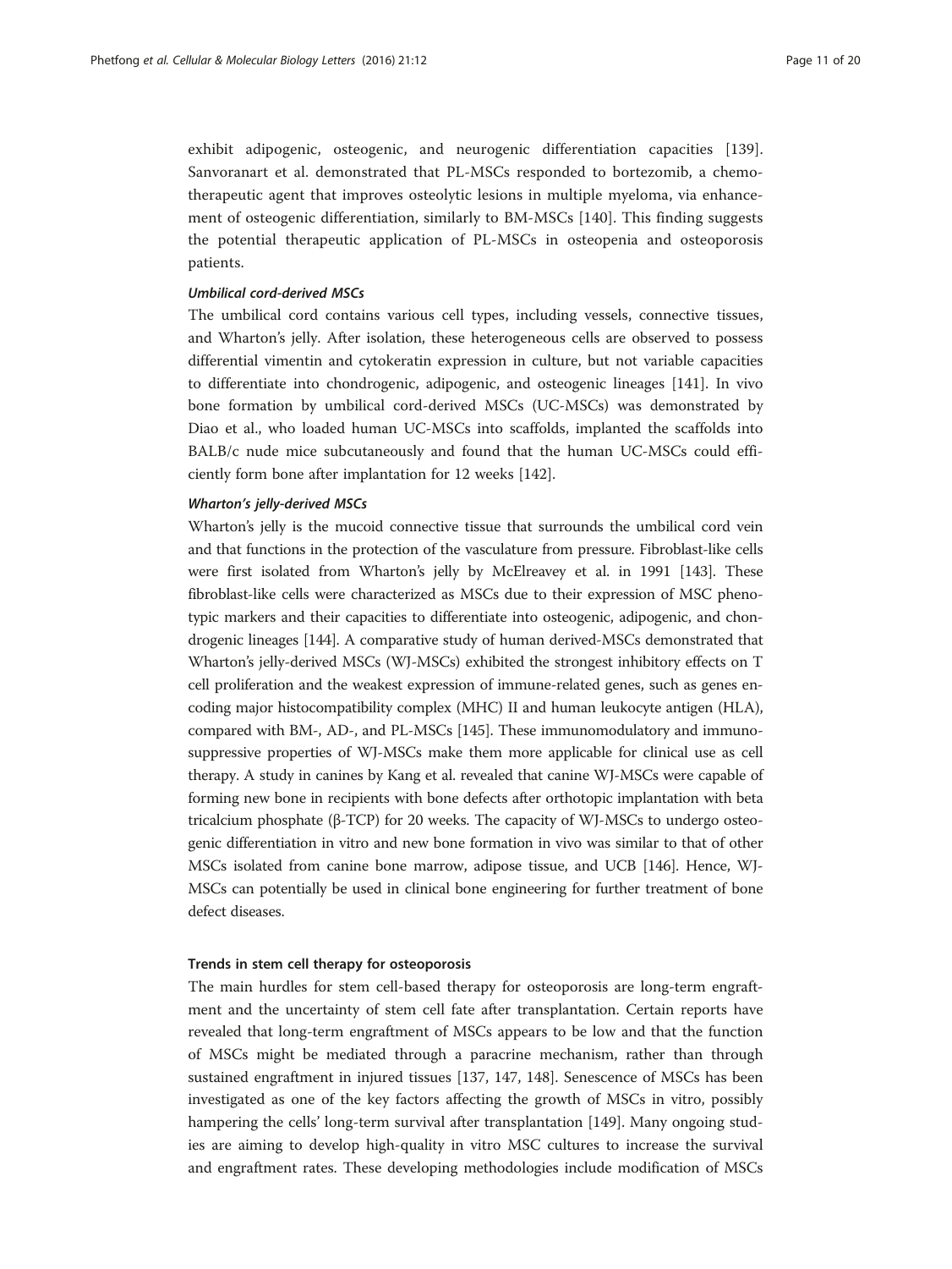exhibit adipogenic, osteogenic, and neurogenic differentiation capacities [139]. Sanvoranart et al. demonstrated that PL-MSCs responded to bortezomib, a chemotherapeutic agent that improves osteolytic lesions in multiple myeloma, via enhancement of osteogenic differentiation, similarly to BM-MSCs [140]. This finding suggests the potential therapeutic application of PL-MSCs in osteopenia and osteoporosis patients.

#### *Umbilical cord-derived MSCs*

The umbilical cord contains various cell types, including vessels, connective tissues, and Wharton's jelly. After isolation, these heterogeneous cells are observed to possess differential vimentin and cytokeratin expression in culture, but not variable capacities to differentiate into chondrogenic, adipogenic, and osteogenic lineages [141]. In vivo bone formation by umbilical cord-derived MSCs (UC-MSCs) was demonstrated by Diao et al., who loaded human UC-MSCs into scaffolds, implanted the scaffolds into BALB/c nude mice subcutaneously and found that the human UC-MSCs could efficiently form bone after implantation for 12 weeks [142].

#### *Wharton's jelly-derived MSCs*

Wharton's jelly is the mucoid connective tissue that surrounds the umbilical cord vein and that functions in the protection of the vasculature from pressure. Fibroblast-like cells were first isolated from Wharton's jelly by McElreavey et al. in 1991 [143]. These fibroblast-like cells were characterized as MSCs due to their expression of MSC phenotypic markers and their capacities to differentiate into osteogenic, adipogenic, and chondrogenic lineages [144]. A comparative study of human derived-MSCs demonstrated that Wharton's jelly-derived MSCs (WJ-MSCs) exhibited the strongest inhibitory effects on T cell proliferation and the weakest expression of immune-related genes, such as genes encoding major histocompatibility complex (MHC) II and human leukocyte antigen (HLA), compared with BM-, AD-, and PL-MSCs [145]. These immunomodulatory and immunosuppressive properties of WJ-MSCs make them more applicable for clinical use as cell therapy. A study in canines by Kang et al. revealed that canine WJ-MSCs were capable of forming new bone in recipients with bone defects after orthotopic implantation with beta tricalcium phosphate (β-TCP) for 20 weeks. The capacity of WJ-MSCs to undergo osteogenic differentiation in vitro and new bone formation in vivo was similar to that of other MSCs isolated from canine bone marrow, adipose tissue, and UCB [146]. Hence, WJ-MSCs can potentially be used in clinical bone engineering for further treatment of bone defect diseases.

### Trends in stem cell therapy for osteoporosis

The main hurdles for stem cell-based therapy for osteoporosis are long-term engraftment and the uncertainty of stem cell fate after transplantation. Certain reports have revealed that long-term engraftment of MSCs appears to be low and that the function of MSCs might be mediated through a paracrine mechanism, rather than through sustained engraftment in injured tissues [137, 147, 148]. Senescence of MSCs has been investigated as one of the key factors affecting the growth of MSCs in vitro, possibly hampering the cells' long-term survival after transplantation [149]. Many ongoing studies are aiming to develop high-quality in vitro MSC cultures to increase the survival and engraftment rates. These developing methodologies include modification of MSCs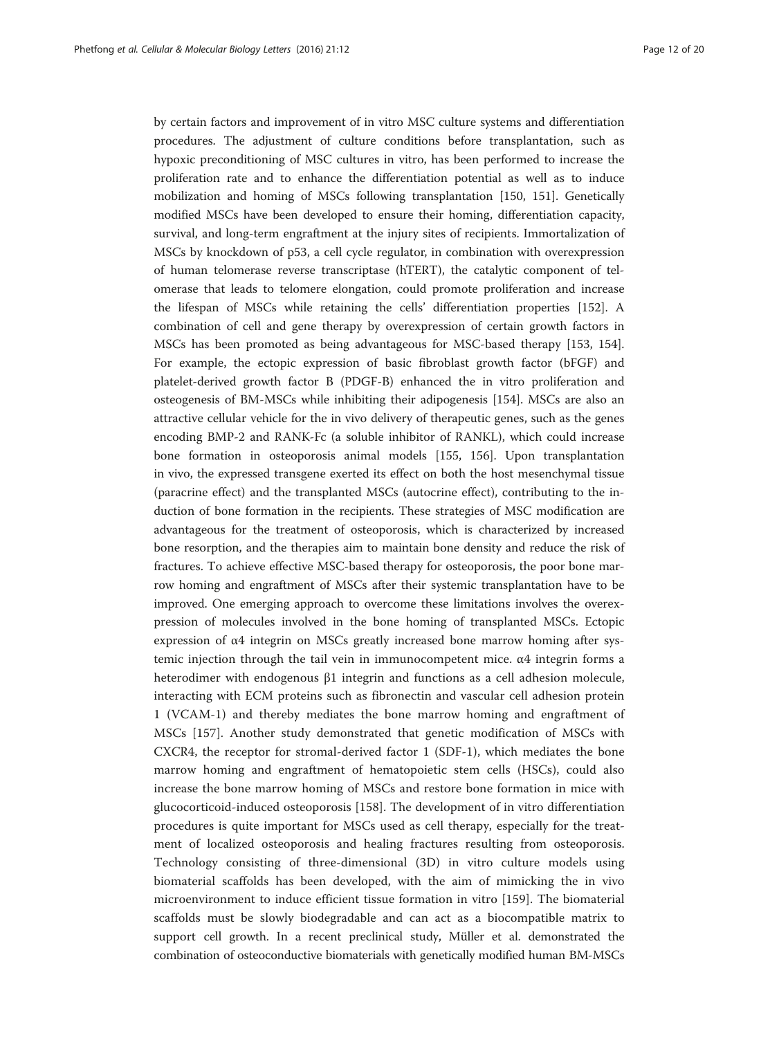by certain factors and improvement of in vitro MSC culture systems and differentiation procedures. The adjustment of culture conditions before transplantation, such as hypoxic preconditioning of MSC cultures in vitro, has been performed to increase the proliferation rate and to enhance the differentiation potential as well as to induce mobilization and homing of MSCs following transplantation [150, 151]. Genetically modified MSCs have been developed to ensure their homing, differentiation capacity, survival, and long-term engraftment at the injury sites of recipients. Immortalization of MSCs by knockdown of p53, a cell cycle regulator, in combination with overexpression of human telomerase reverse transcriptase (hTERT), the catalytic component of telomerase that leads to telomere elongation, could promote proliferation and increase the lifespan of MSCs while retaining the cells' differentiation properties [152]. A combination of cell and gene therapy by overexpression of certain growth factors in MSCs has been promoted as being advantageous for MSC-based therapy [153, 154]. For example, the ectopic expression of basic fibroblast growth factor (bFGF) and platelet-derived growth factor B (PDGF-B) enhanced the in vitro proliferation and osteogenesis of BM-MSCs while inhibiting their adipogenesis [154]. MSCs are also an attractive cellular vehicle for the in vivo delivery of therapeutic genes, such as the genes encoding BMP-2 and RANK-Fc (a soluble inhibitor of RANKL), which could increase bone formation in osteoporosis animal models [155, 156]. Upon transplantation in vivo, the expressed transgene exerted its effect on both the host mesenchymal tissue (paracrine effect) and the transplanted MSCs (autocrine effect), contributing to the induction of bone formation in the recipients. These strategies of MSC modification are advantageous for the treatment of osteoporosis, which is characterized by increased bone resorption, and the therapies aim to maintain bone density and reduce the risk of fractures. To achieve effective MSC-based therapy for osteoporosis, the poor bone marrow homing and engraftment of MSCs after their systemic transplantation have to be improved. One emerging approach to overcome these limitations involves the overexpression of molecules involved in the bone homing of transplanted MSCs. Ectopic expression of α4 integrin on MSCs greatly increased bone marrow homing after systemic injection through the tail vein in immunocompetent mice. α4 integrin forms a heterodimer with endogenous β1 integrin and functions as a cell adhesion molecule, interacting with ECM proteins such as fibronectin and vascular cell adhesion protein 1 (VCAM-1) and thereby mediates the bone marrow homing and engraftment of MSCs [157]. Another study demonstrated that genetic modification of MSCs with CXCR4, the receptor for stromal-derived factor 1 (SDF-1), which mediates the bone marrow homing and engraftment of hematopoietic stem cells (HSCs), could also increase the bone marrow homing of MSCs and restore bone formation in mice with glucocorticoid-induced osteoporosis [158]. The development of in vitro differentiation procedures is quite important for MSCs used as cell therapy, especially for the treatment of localized osteoporosis and healing fractures resulting from osteoporosis. Technology consisting of three-dimensional (3D) in vitro culture models using biomaterial scaffolds has been developed, with the aim of mimicking the in vivo microenvironment to induce efficient tissue formation in vitro [159]. The biomaterial scaffolds must be slowly biodegradable and can act as a biocompatible matrix to support cell growth. In a recent preclinical study, Müller et al. demonstrated the combination of osteoconductive biomaterials with genetically modified human BM-MSCs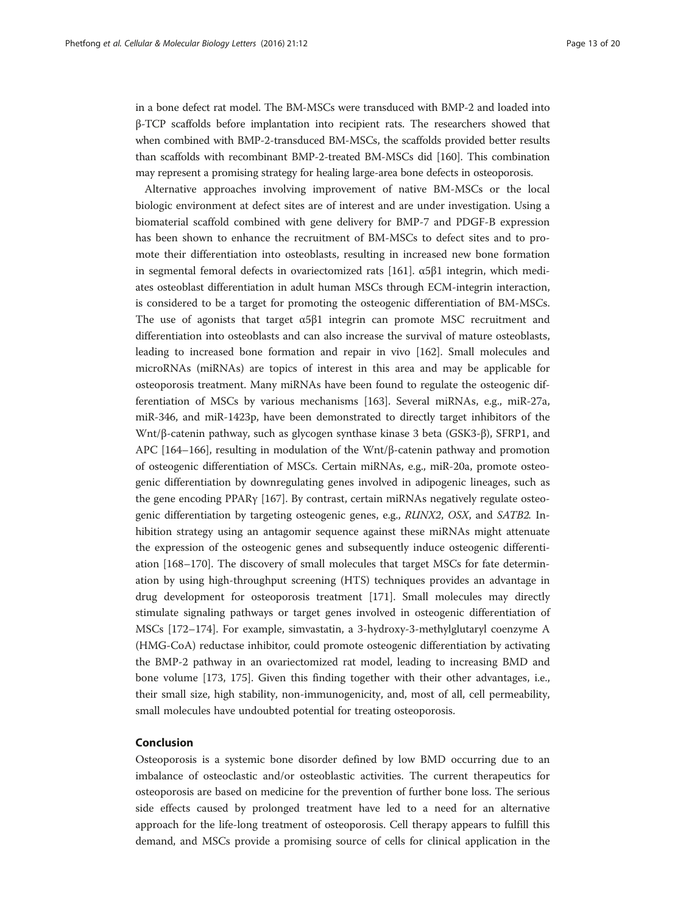in a bone defect rat model. The BM-MSCs were transduced with BMP-2 and loaded into β-TCP scaffolds before implantation into recipient rats. The researchers showed that when combined with BMP-2-transduced BM-MSCs, the scaffolds provided better results than scaffolds with recombinant BMP-2-treated BM-MSCs did [160]. This combination may represent a promising strategy for healing large-area bone defects in osteoporosis.

Alternative approaches involving improvement of native BM-MSCs or the local biologic environment at defect sites are of interest and are under investigation. Using a biomaterial scaffold combined with gene delivery for BMP-7 and PDGF-B expression has been shown to enhance the recruitment of BM-MSCs to defect sites and to promote their differentiation into osteoblasts, resulting in increased new bone formation in segmental femoral defects in ovariectomized rats [161]. α5β1 integrin, which mediates osteoblast differentiation in adult human MSCs through ECM-integrin interaction, is considered to be a target for promoting the osteogenic differentiation of BM-MSCs. The use of agonists that target α5β1 integrin can promote MSC recruitment and differentiation into osteoblasts and can also increase the survival of mature osteoblasts, leading to increased bone formation and repair in vivo [162]. Small molecules and microRNAs (miRNAs) are topics of interest in this area and may be applicable for osteoporosis treatment. Many miRNAs have been found to regulate the osteogenic differentiation of MSCs by various mechanisms [163]. Several miRNAs, e.g., miR-27a, miR-346, and miR-1423p, have been demonstrated to directly target inhibitors of the Wnt/β-catenin pathway, such as glycogen synthase kinase 3 beta (GSK3-β), SFRP1, and APC [164–166], resulting in modulation of the Wnt/β-catenin pathway and promotion of osteogenic differentiation of MSCs. Certain miRNAs, e.g., miR-20a, promote osteogenic differentiation by downregulating genes involved in adipogenic lineages, such as the gene encoding PPARγ [167]. By contrast, certain miRNAs negatively regulate osteogenic differentiation by targeting osteogenic genes, e.g., *RUNX2*, *OSX*, and *SATB2*. Inhibition strategy using an antagomir sequence against these miRNAs might attenuate the expression of the osteogenic genes and subsequently induce osteogenic differentiation [168–170]. The discovery of small molecules that target MSCs for fate determination by using high-throughput screening (HTS) techniques provides an advantage in drug development for osteoporosis treatment [171]. Small molecules may directly stimulate signaling pathways or target genes involved in osteogenic differentiation of MSCs [172–174]. For example, simvastatin, a 3-hydroxy-3-methylglutaryl coenzyme A (HMG-CoA) reductase inhibitor, could promote osteogenic differentiation by activating the BMP-2 pathway in an ovariectomized rat model, leading to increasing BMD and bone volume [173, 175]. Given this finding together with their other advantages, i.e., their small size, high stability, non-immunogenicity, and, most of all, cell permeability, small molecules have undoubted potential for treating osteoporosis.

## Conclusion

Osteoporosis is a systemic bone disorder defined by low BMD occurring due to an imbalance of osteoclastic and/or osteoblastic activities. The current therapeutics for osteoporosis are based on medicine for the prevention of further bone loss. The serious side effects caused by prolonged treatment have led to a need for an alternative approach for the life-long treatment of osteoporosis. Cell therapy appears to fulfill this demand, and MSCs provide a promising source of cells for clinical application in the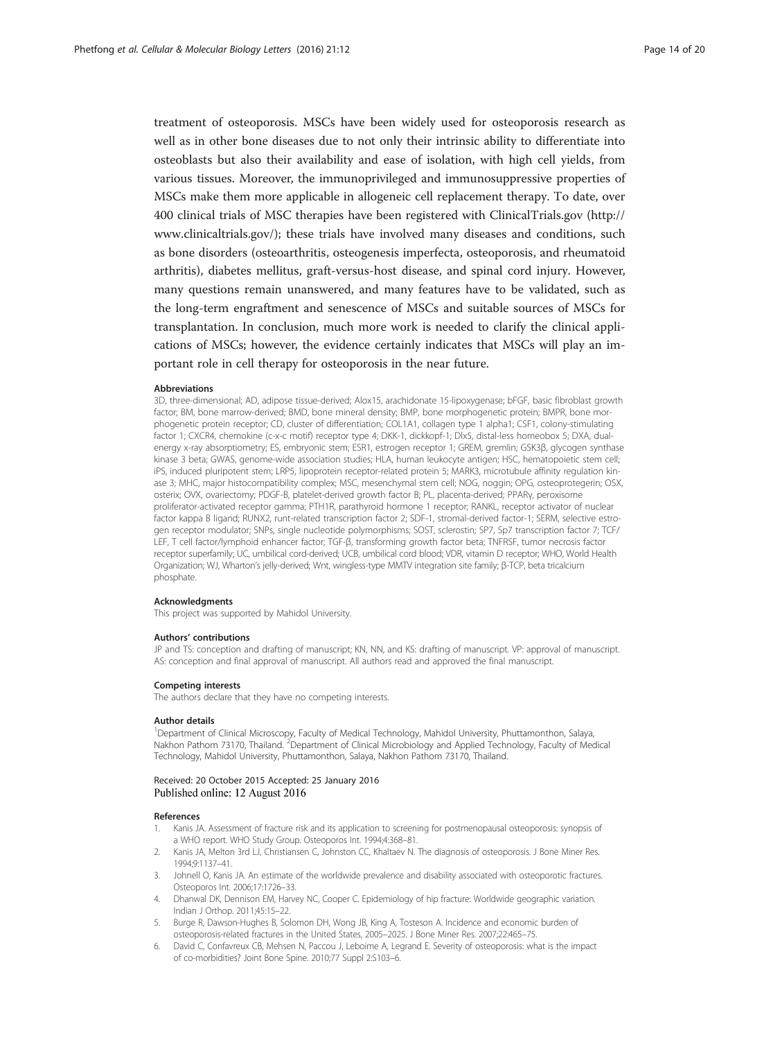treatment of osteoporosis. MSCs have been widely used for osteoporosis research as well as in other bone diseases due to not only their intrinsic ability to differentiate into osteoblasts but also their availability and ease of isolation, with high cell yields, from various tissues. Moreover, the immunoprivileged and immunosuppressive properties of MSCs make them more applicable in allogeneic cell replacement therapy. To date, over 400 clinical trials of MSC therapies have been registered with ClinicalTrials.gov (http://www.clinicaltrials.gov/); these trials have involved many diseases and conditions, such as bone disorders (osteoarthritis, osteogenesis imperfecta, osteoporosis, and rheumatoid arthritis), diabetes mellitus, graft-versus-host disease, and spinal cord injury. However, many questions remain unanswered, and many features have to be validated, such as the long-term engraftment and senescence of MSCs and suitable sources of MSCs for transplantation. In conclusion, much more work is needed to clarify the clinical applications of MSCs; however, the evidence certainly indicates that MSCs will play an important role in cell therapy for osteoporosis in the near future.

#### Abbreviations

3D, three-dimensional; AD, adipose tissue-derived; Alox15, arachidonate 15-lipoxygenase; bFGF, basic fibroblast growth factor; BM, bone marrow-derived; BMD, bone mineral density; BMP, bone morphogenetic protein; BMPR, bone morphogenetic protein receptor; CD, cluster of differentiation; COL1A1, collagen type 1 alpha1; CSF1, colony-stimulating factor 1; CXCR4, chemokine (c-x-c motif) receptor type 4; DKK-1, dickkopf-1; Dlx5, distal-less homeobox 5; DXA, dual-energy x-ray absorptiometry; ES, embryonic stem; ESR1, estrogen receptor 1; GREM, gremlin; GSK3β, glycogen synthase kinase 3 beta; GWAS, genome-wide association studies; HLA, human leukocyte antigen; HSC, hematopoietic stem cell; iPS, induced pluripotent stem; LRP5, lipoprotein receptor-related protein 5; MARK3, microtubule affinity regulation kinase 3; MHC, major histocompatibility complex; MSC, mesenchymal stem cell; NOG, noggin; OPG, osteoprotegerin; OSX, osterix; OVX, ovariectomy; PDGF-B, platelet-derived growth factor B; PL, placenta-derived; PPARγ, peroxisome proliferator-activated receptor gamma; PTH1R, parathyroid hormone 1 receptor; RANKL, receptor activator of nuclear factor kappa B ligand; RUNX2, runt-related transcription factor 2; SDF-1, stromal-derived factor-1; SERM, selective estrogen receptor modulator; SNPs, single nucleotide polymorphisms; SOST, sclerostin; SP7, Sp7 transcription factor 7; TCF/LEF, T cell factor/lymphoid enhancer factor; TGF-β, transforming growth factor beta; TNFRSF, tumor necrosis factor receptor superfamily; UC, umbilical cord-derived; UCB, umbilical cord blood; VDR, vitamin D receptor; WHO, World Health Organization; WJ, Wharton's jelly-derived; Wnt, wingless-type MMTV integration site family; β-TCP, beta tricalcium phosphate.

#### Acknowledgments

This project was supported by Mahidol University.

#### Authors' contributions

JP and TS: conception and drafting of manuscript; KN, NN, and KS: drafting of manuscript. VP: approval of manuscript. AS: conception and final approval of manuscript. All authors read and approved the final manuscript.

#### Competing interests

The authors declare that they have no competing interests.

#### Author details

[1]Department of Clinical Microscopy, Faculty of Medical Technology, Mahidol University, Phuttamonthon, Salaya, Nakhon Pathom 73170, Thailand. [2]Department of Clinical Microbiology and Applied Technology, Faculty of Medical Technology, Mahidol University, Phuttamonthon, Salaya, Nakhon Pathom 73170, Thailand.

Received: 20 October 2015 Accepted: 25 January 2016
Published online: 12 August 2016

#### References

1. Kanis JA. Assessment of fracture risk and its application to screening for postmenopausal osteoporosis: synopsis of a WHO report. WHO Study Group. Osteoporos Int. 1994;4:368–81.
2. Kanis JA, Melton 3rd LJ, Christiansen C, Johnston CC, Khaltaev N. The diagnosis of osteoporosis. J Bone Miner Res. 1994;9:1137–41.
3. Johnell O, Kanis JA. An estimate of the worldwide prevalence and disability associated with osteoporotic fractures. Osteoporos Int. 2006;17:1726–33.
4. Dhanwal DK, Dennison EM, Harvey NC, Cooper C. Epidemiology of hip fracture: Worldwide geographic variation. Indian J Orthop. 2011;45:15–22.
5. Burge R, Dawson-Hughes B, Solomon DH, Wong JB, King A, Tosteson A. Incidence and economic burden of osteoporosis-related fractures in the United States, 2005–2025. J Bone Miner Res. 2007;22:465–75.
6. David C, Confavreux CB, Mehsen N, Paccou J, Leboime A, Legrand E. Severity of osteoporosis: what is the impact of co-morbidities? Joint Bone Spine. 2010;77 Suppl 2:S103–6.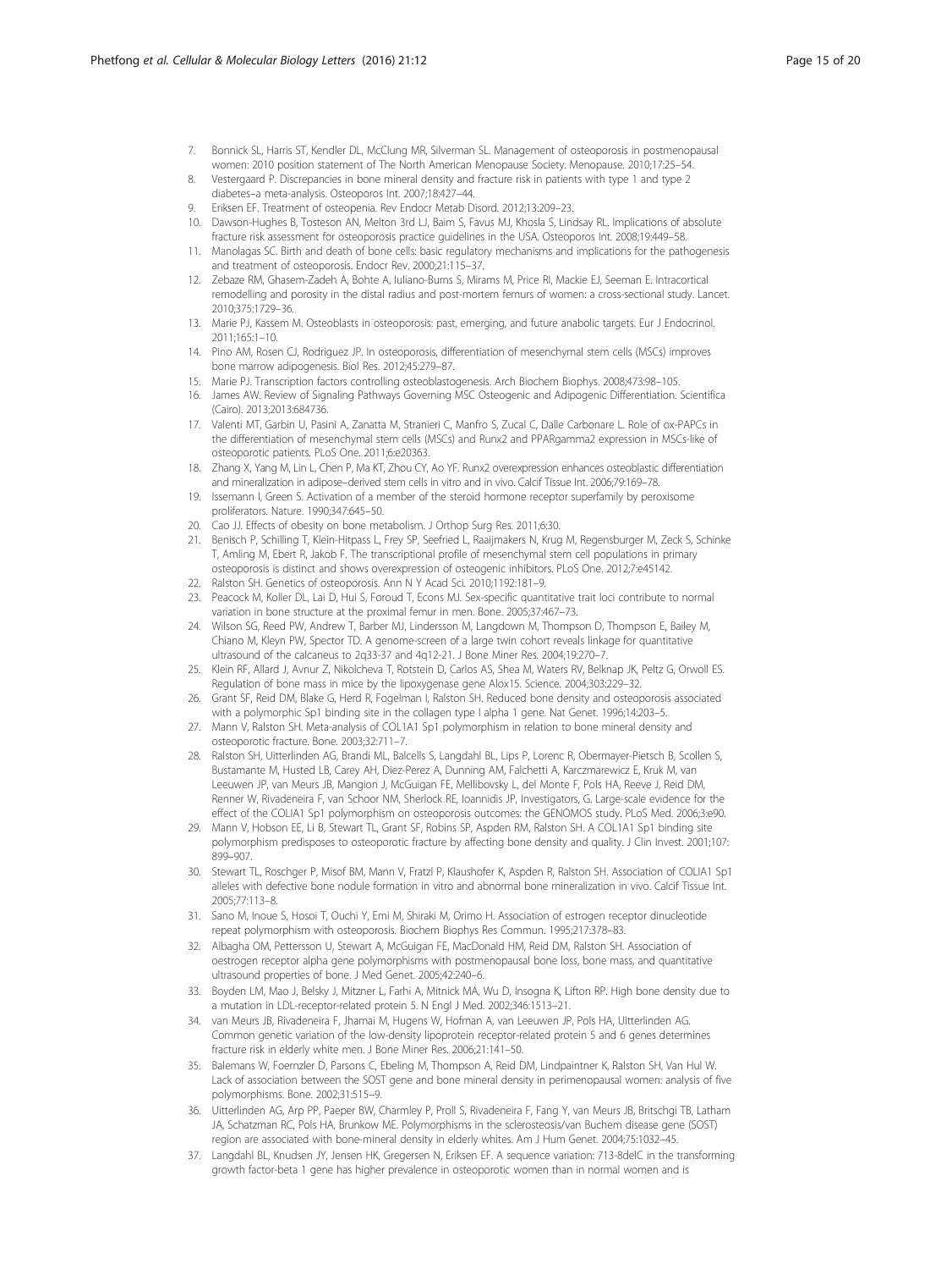7. Bonnick SL, Harris ST, Kendler DL, McClung MR, Silverman SL. Management of osteoporosis in postmenopausal women: 2010 position statement of The North American Menopause Society. Menopause. 2010;17:25–54.
8. Vestergaard P. Discrepancies in bone mineral density and fracture risk in patients with type 1 and type 2 diabetes–a meta-analysis. Osteoporos Int. 2007;18:427–44.
9. Eriksen EF. Treatment of osteopenia. Rev Endocr Metab Disord. 2012;13:209–23.
10. Dawson-Hughes B, Tosteson AN, Melton 3rd LJ, Baim S, Favus MJ, Khosla S, Lindsay RL. Implications of absolute fracture risk assessment for osteoporosis practice guidelines in the USA. Osteoporos Int. 2008;19:449–58.
11. Manolagas SC. Birth and death of bone cells: basic regulatory mechanisms and implications for the pathogenesis and treatment of osteoporosis. Endocr Rev. 2000;21:115–37.
12. Zebaze RM, Ghasem-Zadeh A, Bohte A, Iuliano-Burns S, Mirams M, Price RI, Mackie EJ, Seeman E. Intracortical remodelling and porosity in the distal radius and post-mortem femurs of women: a cross-sectional study. Lancet. 2010;375:1729–36.
13. Marie PJ, Kassem M. Osteoblasts in osteoporosis: past, emerging, and future anabolic targets. Eur J Endocrinol. 2011;165:1–10.
14. Pino AM, Rosen CJ, Rodriguez JP. In osteoporosis, differentiation of mesenchymal stem cells (MSCs) improves bone marrow adipogenesis. Biol Res. 2012;45:279–87.
15. Marie PJ. Transcription factors controlling osteoblastogenesis. Arch Biochem Biophys. 2008;473:98–105.
16. James AW. Review of Signaling Pathways Governing MSC Osteogenic and Adipogenic Differentiation. Scientifica (Cairo). 2013;2013:684736.
17. Valenti MT, Garbin U, Pasini A, Zanatta M, Stranieri C, Manfro S, Zucal C, Dalle Carbonare L. Role of ox-PAPCs in the differentiation of mesenchymal stem cells (MSCs) and Runx2 and PPARgamma2 expression in MSCs-like of osteoporotic patients. PLoS One. 2011;6:e20363.
18. Zhang X, Yang M, Lin L, Chen P, Ma KT, Zhou CY, Ao YF. Runx2 overexpression enhances osteoblastic differentiation and mineralization in adipose–derived stem cells in vitro and in vivo. Calcif Tissue Int. 2006;79:169–78.
19. Issemann I, Green S. Activation of a member of the steroid hormone receptor superfamily by peroxisome proliferators. Nature. 1990;347:645–50.
20. Cao JJ. Effects of obesity on bone metabolism. J Orthop Surg Res. 2011;6:30.
21. Benisch P, Schilling T, Klein-Hitpass L, Frey SP, Seefried L, Raaijmakers N, Krug M, Regensburger M, Zeck S, Schinke T, Amling M, Ebert R, Jakob F. The transcriptional profile of mesenchymal stem cell populations in primary osteoporosis is distinct and shows overexpression of osteogenic inhibitors. PLoS One. 2012;7:e45142.
22. Ralston SH. Genetics of osteoporosis. Ann N Y Acad Sci. 2010;1192:181–9.
23. Peacock M, Koller DL, Lai D, Hui S, Foroud T, Econs MJ. Sex-specific quantitative trait loci contribute to normal variation in bone structure at the proximal femur in men. Bone. 2005;37:467–73.
24. Wilson SG, Reed PW, Andrew T, Barber MJ, Lindersson M, Langdown M, Thompson D, Thompson E, Bailey M, Chiano M, Kleyn PW, Spector TD. A genome-screen of a large twin cohort reveals linkage for quantitative ultrasound of the calcaneus to 2q33-37 and 4q12-21. J Bone Miner Res. 2004;19:270–7.
25. Klein RF, Allard J, Avnur Z, Nikolcheva T, Rotstein D, Carlos AS, Shea M, Waters RV, Belknap JK, Peltz G, Orwoll ES. Regulation of bone mass in mice by the lipoxygenase gene Alox15. Science. 2004;303:229–32.
26. Grant SF, Reid DM, Blake G, Herd R, Fogelman I, Ralston SH. Reduced bone density and osteoporosis associated with a polymorphic Sp1 binding site in the collagen type I alpha 1 gene. Nat Genet. 1996;14:203–5.
27. Mann V, Ralston SH. Meta-analysis of COL1A1 Sp1 polymorphism in relation to bone mineral density and osteoporotic fracture. Bone. 2003;32:711–7.
28. Ralston SH, Uitterlinden AG, Brandi ML, Balcells S, Langdahl BL, Lips P, Lorenc R, Obermayer-Pietsch B, Scollen S, Bustamante M, Husted LB, Carey AH, Diez-Perez A, Dunning AM, Falchetti A, Karczmarewicz E, Kruk M, van Leeuwen JP, van Meurs JB, Mangion J, McGuigan FE, Mellibovsky L, del Monte F, Pols HA, Reeve J, Reid DM, Renner W, Rivadeneira F, van Schoor NM, Sherlock RE, Ioannidis JP, Investigators, G. Large-scale evidence for the effect of the COLIA1 Sp1 polymorphism on osteoporosis outcomes: the GENOMOS study. PLoS Med. 2006;3:e90.
29. Mann V, Hobson EE, Li B, Stewart TL, Grant SF, Robins SP, Aspden RM, Ralston SH. A COL1A1 Sp1 binding site polymorphism predisposes to osteoporotic fracture by affecting bone density and quality. J Clin Invest. 2001;107: 899–907.
30. Stewart TL, Roschger P, Misof BM, Mann V, Fratzl P, Klaushofer K, Aspden R, Ralston SH. Association of COLIA1 Sp1 alleles with defective bone nodule formation in vitro and abnormal bone mineralization in vivo. Calcif Tissue Int. 2005;77:113–8.
31. Sano M, Inoue S, Hosoi T, Ouchi Y, Emi M, Shiraki M, Orimo H. Association of estrogen receptor dinucleotide repeat polymorphism with osteoporosis. Biochem Biophys Res Commun. 1995;217:378–83.
32. Albagha OM, Pettersson U, Stewart A, McGuigan FE, MacDonald HM, Reid DM, Ralston SH. Association of oestrogen receptor alpha gene polymorphisms with postmenopausal bone loss, bone mass, and quantitative ultrasound properties of bone. J Med Genet. 2005;42:240–6.
33. Boyden LM, Mao J, Belsky J, Mitzner L, Farhi A, Mitnick MA, Wu D, Insogna K, Lifton RP. High bone density due to a mutation in LDL-receptor-related protein 5. N Engl J Med. 2002;346:1513–21.
34. van Meurs JB, Rivadeneira F, Jhamai M, Hugens W, Hofman A, van Leeuwen JP, Pols HA, Uitterlinden AG. Common genetic variation of the low-density lipoprotein receptor-related protein 5 and 6 genes determines fracture risk in elderly white men. J Bone Miner Res. 2006;21:141–50.
35. Balemans W, Foernzler D, Parsons C, Ebeling M, Thompson A, Reid DM, Lindpaintner K, Ralston SH, Van Hul W. Lack of association between the SOST gene and bone mineral density in perimenopausal women: analysis of five polymorphisms. Bone. 2002;31:515–9.
36. Uitterlinden AG, Arp PP, Paeper BW, Charmley P, Proll S, Rivadeneira F, Fang Y, van Meurs JB, Britschgi TB, Latham JA, Schatzman RC, Pols HA, Brunkow ME. Polymorphisms in the sclerosteosis/van Buchem disease gene (SOST) region are associated with bone-mineral density in elderly whites. Am J Hum Genet. 2004;75:1032–45.
37. Langdahl BL, Knudsen JY, Jensen HK, Gregersen N, Eriksen EF. A sequence variation: 713-8delC in the transforming growth factor-beta 1 gene has higher prevalence in osteoporotic women than in normal women and is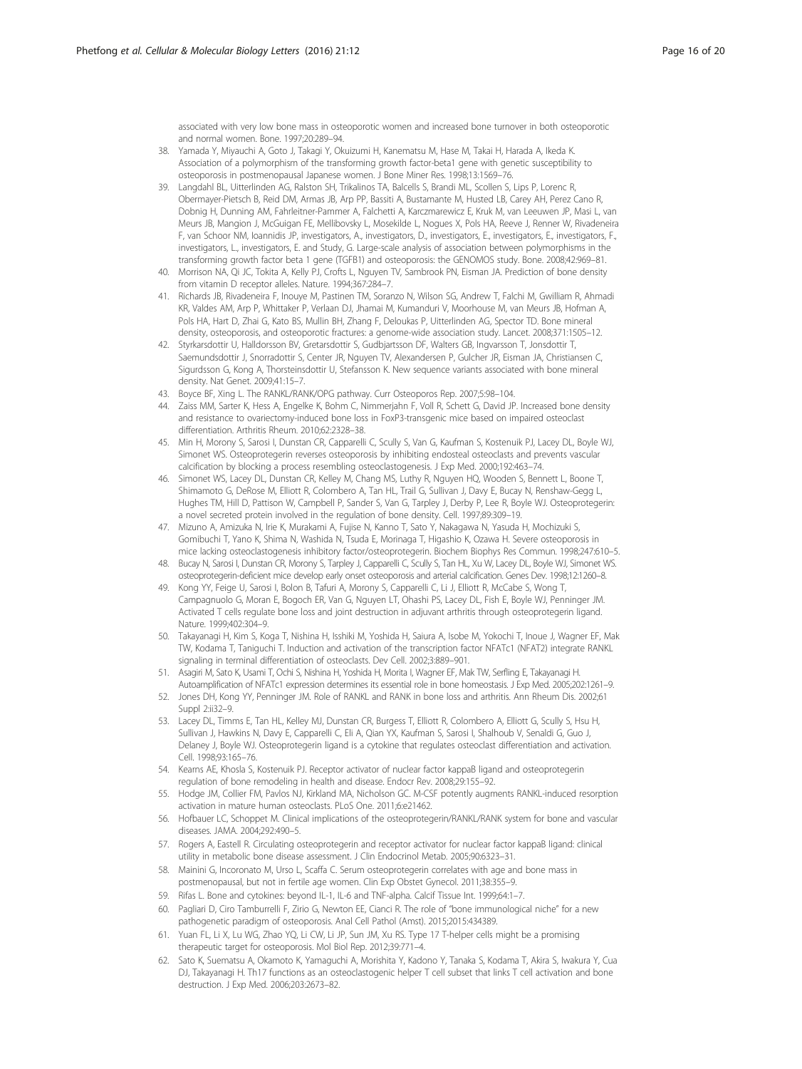associated with very low bone mass in osteoporotic women and increased bone turnover in both osteoporotic and normal women. Bone. 1997;20:289–94.

38. Yamada Y, Miyauchi A, Goto J, Takagi Y, Okuizumi H, Kanematsu M, Hase M, Takai H, Harada A, Ikeda K. Association of a polymorphism of the transforming growth factor-beta1 gene with genetic susceptibility to osteoporosis in postmenopausal Japanese women. J Bone Miner Res. 1998;13:1569–76.
39. Langdahl BL, Uitterlinden AG, Ralston SH, Trikalinos TA, Balcells S, Brandi ML, Scollen S, Lips P, Lorenc R, Obermayer-Pietsch B, Reid DM, Armas JB, Arp PP, Bassiti A, Bustamante M, Husted LB, Carey AH, Perez Cano R, Dobnig H, Dunning AM, Fahrleitner-Pammer A, Falchetti A, Karczmarewicz E, Kruk M, van Leeuwen JP, Masi L, van Meurs JB, Mangion J, McGuigan FE, Mellibovsky L, Mosekilde L, Nogues X, Pols HA, Reeve J, Renner W, Rivadeneira F, van Schoor NM, Ioannidis JP, investigators, A., investigators, D., investigators, E., investigators, E., investigators, F., investigators, L., investigators, E. and Study, G. Large-scale analysis of association between polymorphisms in the transforming growth factor beta 1 gene (TGFB1) and osteoporosis: the GENOMOS study. Bone. 2008;42:969–81.
40. Morrison NA, Qi JC, Tokita A, Kelly PJ, Crofts L, Nguyen TV, Sambrook PN, Eisman JA. Prediction of bone density from vitamin D receptor alleles. Nature. 1994;367:284–7.
41. Richards JB, Rivadeneira F, Inouye M, Pastinen TM, Soranzo N, Wilson SG, Andrew T, Falchi M, Gwilliam R, Ahmadi KR, Valdes AM, Arp P, Whittaker P, Verlaan DJ, Jhamai M, Kumanduri V, Moorhouse M, van Meurs JB, Hofman A, Pols HA, Hart D, Zhai G, Kato BS, Mullin BH, Zhang F, Deloukas P, Uitterlinden AG, Spector TD. Bone mineral density, osteoporosis, and osteoporotic fractures: a genome-wide association study. Lancet. 2008;371:1505–12.
42. Styrkarsdottir U, Halldorsson BV, Gretarsdottir S, Gudbjartsson DF, Walters GB, Ingvarsson T, Jonsdottir T, Saemundsdottir J, Snorradottir S, Center JR, Nguyen TV, Alexandersen P, Gulcher JR, Eisman JA, Christiansen C, Sigurdsson G, Kong A, Thorsteinsdottir U, Stefansson K. New sequence variants associated with bone mineral density. Nat Genet. 2009;41:15–7.
43. Boyce BF, Xing L. The RANKL/RANK/OPG pathway. Curr Osteoporos Rep. 2007;5:98–104.
44. Zaiss MM, Sarter K, Hess A, Engelke K, Bohm C, Nimmerjahn F, Voll R, Schett G, David JP. Increased bone density and resistance to ovariectomy-induced bone loss in FoxP3-transgenic mice based on impaired osteoclast differentiation. Arthritis Rheum. 2010;62:2328–38.
45. Min H, Morony S, Sarosi I, Dunstan CR, Capparelli C, Scully S, Van G, Kaufman S, Kostenuik PJ, Lacey DL, Boyle WJ, Simonet WS. Osteoprotegerin reverses osteoporosis by inhibiting endosteal osteoclasts and prevents vascular calcification by blocking a process resembling osteoclastogenesis. J Exp Med. 2000;192:463–74.
46. Simonet WS, Lacey DL, Dunstan CR, Kelley M, Chang MS, Luthy R, Nguyen HQ, Wooden S, Bennett L, Boone T, Shimamoto G, DeRose M, Elliott R, Colombero A, Tan HL, Trail G, Sullivan J, Davy E, Bucay N, Renshaw-Gegg L, Hughes TM, Hill D, Pattison W, Campbell P, Sander S, Van G, Tarpley J, Derby P, Lee R, Boyle WJ. Osteoprotegerin: a novel secreted protein involved in the regulation of bone density. Cell. 1997;89:309–19.
47. Mizuno A, Amizuka N, Irie K, Murakami A, Fujise N, Kanno T, Sato Y, Nakagawa N, Yasuda H, Mochizuki S, Gomibuchi T, Yano K, Shima N, Washida N, Tsuda E, Morinaga T, Higashio K, Ozawa H. Severe osteoporosis in mice lacking osteoclastogenesis inhibitory factor/osteoprotegerin. Biochem Biophys Res Commun. 1998;247:610–5.
48. Bucay N, Sarosi I, Dunstan CR, Morony S, Tarpley J, Capparelli C, Scully S, Tan HL, Xu W, Lacey DL, Boyle WJ, Simonet WS. osteoprotegerin-deficient mice develop early onset osteoporosis and arterial calcification. Genes Dev. 1998;12:1260–8.
49. Kong YY, Feige U, Sarosi I, Bolon B, Tafuri A, Morony S, Capparelli C, Li J, Elliott R, McCabe S, Wong T, Campagnuolo G, Moran E, Bogoch ER, Van G, Nguyen LT, Ohashi PS, Lacey DL, Fish E, Boyle WJ, Penninger JM. Activated T cells regulate bone loss and joint destruction in adjuvant arthritis through osteoprotegerin ligand. Nature. 1999;402:304–9.
50. Takayanagi H, Kim S, Koga T, Nishina H, Isshiki M, Yoshida H, Saiura A, Isobe M, Yokochi T, Inoue J, Wagner EF, Mak TW, Kodama T, Taniguchi T. Induction and activation of the transcription factor NFATc1 (NFAT2) integrate RANKL signaling in terminal differentiation of osteoclasts. Dev Cell. 2002;3:889–901.
51. Asagiri M, Sato K, Usami T, Ochi S, Nishina H, Yoshida H, Morita I, Wagner EF, Mak TW, Serfling E, Takayanagi H. Autoamplification of NFATc1 expression determines its essential role in bone homeostasis. J Exp Med. 2005;202:1261–9.
52. Jones DH, Kong YY, Penninger JM. Role of RANKL and RANK in bone loss and arthritis. Ann Rheum Dis. 2002;61 Suppl 2:ii32–9.
53. Lacey DL, Timms E, Tan HL, Kelley MJ, Dunstan CR, Burgess T, Elliott R, Colombero A, Elliott G, Scully S, Hsu H, Sullivan J, Hawkins N, Davy E, Capparelli C, Eli A, Qian YX, Kaufman S, Sarosi I, Shalhoub V, Senaldi G, Guo J, Delaney J, Boyle WJ. Osteoprotegerin ligand is a cytokine that regulates osteoclast differentiation and activation. Cell. 1998;93:165–76.
54. Kearns AE, Khosla S, Kostenuik PJ. Receptor activator of nuclear factor kappaB ligand and osteoprotegerin regulation of bone remodeling in health and disease. Endocr Rev. 2008;29:155–92.
55. Hodge JM, Collier FM, Pavlos NJ, Kirkland MA, Nicholson GC. M-CSF potently augments RANKL-induced resorption activation in mature human osteoclasts. PLoS One. 2011;6:e21462.
56. Hofbauer LC, Schoppet M. Clinical implications of the osteoprotegerin/RANKL/RANK system for bone and vascular diseases. JAMA. 2004;292:490–5.
57. Rogers A, Eastell R. Circulating osteoprotegerin and receptor activator for nuclear factor kappaB ligand: clinical utility in metabolic bone disease assessment. J Clin Endocrinol Metab. 2005;90:6323–31.
58. Mainini G, Incoronato M, Urso L, Scaffa C. Serum osteoprotegerin correlates with age and bone mass in postmenopausal, but not in fertile age women. Clin Exp Obstet Gynecol. 2011;38:355–9.
59. Rifas L. Bone and cytokines: beyond IL-1, IL-6 and TNF-alpha. Calcif Tissue Int. 1999;64:1–7.
60. Pagliari D, Ciro Tamburrelli F, Zirio G, Newton EE, Cianci R. The role of "bone immunological niche" for a new pathogenetic paradigm of osteoporosis. Anal Cell Pathol (Amst). 2015;2015:434389.
61. Yuan FL, Li X, Lu WG, Zhao YQ, Li CW, Li JP, Sun JM, Xu RS. Type 17 T-helper cells might be a promising therapeutic target for osteoporosis. Mol Biol Rep. 2012;39:771–4.
62. Sato K, Suematsu A, Okamoto K, Yamaguchi A, Morishita Y, Kadono Y, Tanaka S, Kodama T, Akira S, Iwakura Y, Cua DJ, Takayanagi H. Th17 functions as an osteoclastogenic helper T cell subset that links T cell activation and bone destruction. J Exp Med. 2006;203:2673–82.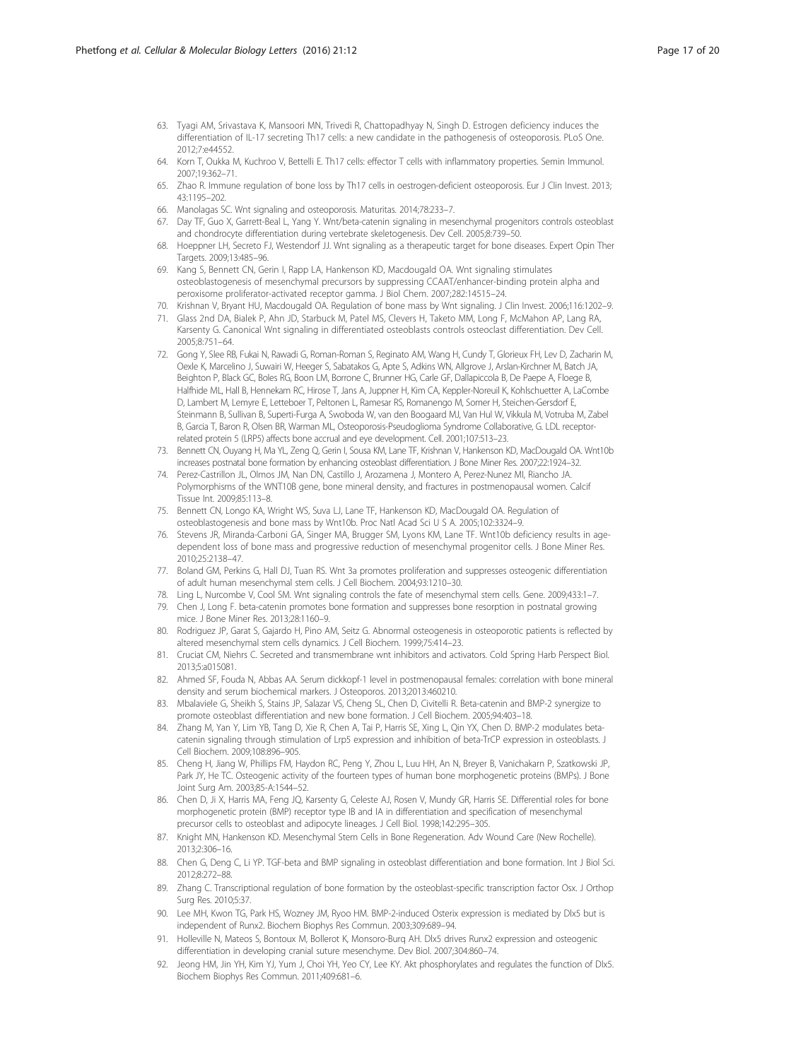63. Tyagi AM, Srivastava K, Mansoori MN, Trivedi R, Chattopadhyay N, Singh D. Estrogen deficiency induces the differentiation of IL-17 secreting Th17 cells: a new candidate in the pathogenesis of osteoporosis. PLoS One. 2012;7:e44552.
64. Korn T, Oukka M, Kuchroo V, Bettelli E. Th17 cells: effector T cells with inflammatory properties. Semin Immunol. 2007;19:362–71.
65. Zhao R. Immune regulation of bone loss by Th17 cells in oestrogen-deficient osteoporosis. Eur J Clin Invest. 2013; 43:1195–202.
66. Manolagas SC. Wnt signaling and osteoporosis. Maturitas. 2014;78:233–7.
67. Day TF, Guo X, Garrett-Beal L, Yang Y. Wnt/beta-catenin signaling in mesenchymal progenitors controls osteoblast and chondrocyte differentiation during vertebrate skeletogenesis. Dev Cell. 2005;8:739–50.
68. Hoeppner LH, Secreto FJ, Westendorf JJ. Wnt signaling as a therapeutic target for bone diseases. Expert Opin Ther Targets. 2009;13:485–96.
69. Kang S, Bennett CN, Gerin I, Rapp LA, Hankenson KD, Macdougald OA. Wnt signaling stimulates osteoblastogenesis of mesenchymal precursors by suppressing CCAAT/enhancer-binding protein alpha and peroxisome proliferator-activated receptor gamma. J Biol Chem. 2007;282:14515–24.
70. Krishnan V, Bryant HU, Macdougald OA. Regulation of bone mass by Wnt signaling. J Clin Invest. 2006;116:1202–9.
71. Glass 2nd DA, Bialek P, Ahn JD, Starbuck M, Patel MS, Clevers H, Taketo MM, Long F, McMahon AP, Lang RA, Karsenty G. Canonical Wnt signaling in differentiated osteoblasts controls osteoclast differentiation. Dev Cell. 2005;8:751–64.
72. Gong Y, Slee RB, Fukai N, Rawadi G, Roman-Roman S, Reginato AM, Wang H, Cundy T, Glorieux FH, Lev D, Zacharin M, Oexle K, Marcelino J, Suwairi W, Heeger S, Sabatakos G, Apte S, Adkins WN, Allgrove J, Arslan-Kirchner M, Batch JA, Beighton P, Black GC, Boles RG, Boon LM, Borrone C, Brunner HG, Carle GF, Dallapiccola B, De Paepe A, Floege B, Halfhide ML, Hall B, Hennekam RC, Hirose T, Jans A, Juppner H, Kim CA, Keppler-Noreuil K, Kohlschuetter A, LaCombe D, Lambert M, Lemyre E, Letteboer T, Peltonen L, Ramesar RS, Romanengo M, Somer H, Steichen-Gersdorf E, Steinmann B, Sullivan B, Superti-Furga A, Swoboda W, van den Boogaard MJ, Van Hul W, Vikkula M, Votruba M, Zabel B, Garcia T, Baron R, Olsen BR, Warman ML, Osteoporosis-Pseudoglioma Syndrome Collaborative, G. LDL receptor-related protein 5 (LRP5) affects bone accrual and eye development. Cell. 2001;107:513–23.
73. Bennett CN, Ouyang H, Ma YL, Zeng Q, Gerin I, Sousa KM, Lane TF, Krishnan V, Hankenson KD, MacDougald OA. Wnt10b increases postnatal bone formation by enhancing osteoblast differentiation. J Bone Miner Res. 2007;22:1924–32.
74. Perez-Castrillon JL, Olmos JM, Nan DN, Castillo J, Arozamena J, Montero A, Perez-Nunez MI, Riancho JA. Polymorphisms of the WNT10B gene, bone mineral density, and fractures in postmenopausal women. Calcif Tissue Int. 2009;85:113–8.
75. Bennett CN, Longo KA, Wright WS, Suva LJ, Lane TF, Hankenson KD, MacDougald OA. Regulation of osteoblastogenesis and bone mass by Wnt10b. Proc Natl Acad Sci U S A. 2005;102:3324–9.
76. Stevens JR, Miranda-Carboni GA, Singer MA, Brugger SM, Lyons KM, Lane TF. Wnt10b deficiency results in age-dependent loss of bone mass and progressive reduction of mesenchymal progenitor cells. J Bone Miner Res. 2010;25:2138–47.
77. Boland GM, Perkins G, Hall DJ, Tuan RS. Wnt 3a promotes proliferation and suppresses osteogenic differentiation of adult human mesenchymal stem cells. J Cell Biochem. 2004;93:1210–30.
78. Ling L, Nurcombe V, Cool SM. Wnt signaling controls the fate of mesenchymal stem cells. Gene. 2009;433:1–7.
79. Chen J, Long F. beta-catenin promotes bone formation and suppresses bone resorption in postnatal growing mice. J Bone Miner Res. 2013;28:1160–9.
80. Rodriguez JP, Garat S, Gajardo H, Pino AM, Seitz G. Abnormal osteogenesis in osteoporotic patients is reflected by altered mesenchymal stem cells dynamics. J Cell Biochem. 1999;75:414–23.
81. Cruciat CM, Niehrs C. Secreted and transmembrane wnt inhibitors and activators. Cold Spring Harb Perspect Biol. 2013;5:a015081.
82. Ahmed SF, Fouda N, Abbas AA. Serum dickkopf-1 level in postmenopausal females: correlation with bone mineral density and serum biochemical markers. J Osteoporos. 2013;2013:460210.
83. Mbalaviele G, Sheikh S, Stains JP, Salazar VS, Cheng SL, Chen D, Civitelli R. Beta-catenin and BMP-2 synergize to promote osteoblast differentiation and new bone formation. J Cell Biochem. 2005;94:403–18.
84. Zhang M, Yan Y, Lim YB, Tang D, Xie R, Chen A, Tai P, Harris SE, Xing L, Qin YX, Chen D. BMP-2 modulates beta-catenin signaling through stimulation of Lrp5 expression and inhibition of beta-TrCP expression in osteoblasts. J Cell Biochem. 2009;108:896–905.
85. Cheng H, Jiang W, Phillips FM, Haydon RC, Peng Y, Zhou L, Luu HH, An N, Breyer B, Vanichakarn P, Szatkowski JP, Park JY, He TC. Osteogenic activity of the fourteen types of human bone morphogenetic proteins (BMPs). J Bone Joint Surg Am. 2003;85-A:1544–52.
86. Chen D, Ji X, Harris MA, Feng JQ, Karsenty G, Celeste AJ, Rosen V, Mundy GR, Harris SE. Differential roles for bone morphogenetic protein (BMP) receptor type IB and IA in differentiation and specification of mesenchymal precursor cells to osteoblast and adipocyte lineages. J Cell Biol. 1998;142:295–305.
87. Knight MN, Hankenson KD. Mesenchymal Stem Cells in Bone Regeneration. Adv Wound Care (New Rochelle). 2013;2:306–16.
88. Chen G, Deng C, Li YP. TGF-beta and BMP signaling in osteoblast differentiation and bone formation. Int J Biol Sci. 2012;8:272–88.
89. Zhang C. Transcriptional regulation of bone formation by the osteoblast-specific transcription factor Osx. J Orthop Surg Res. 2010;5:37.
90. Lee MH, Kwon TG, Park HS, Wozney JM, Ryoo HM. BMP-2-induced Osterix expression is mediated by Dlx5 but is independent of Runx2. Biochem Biophys Res Commun. 2003;309:689–94.
91. Holleville N, Mateos S, Bontoux M, Bollerot K, Monsoro-Burq AH. Dlx5 drives Runx2 expression and osteogenic differentiation in developing cranial suture mesenchyme. Dev Biol. 2007;304:860–74.
92. Jeong HM, Jin YH, Kim YJ, Yum J, Choi YH, Yeo CY, Lee KY. Akt phosphorylates and regulates the function of Dlx5. Biochem Biophys Res Commun. 2011;409:681–6.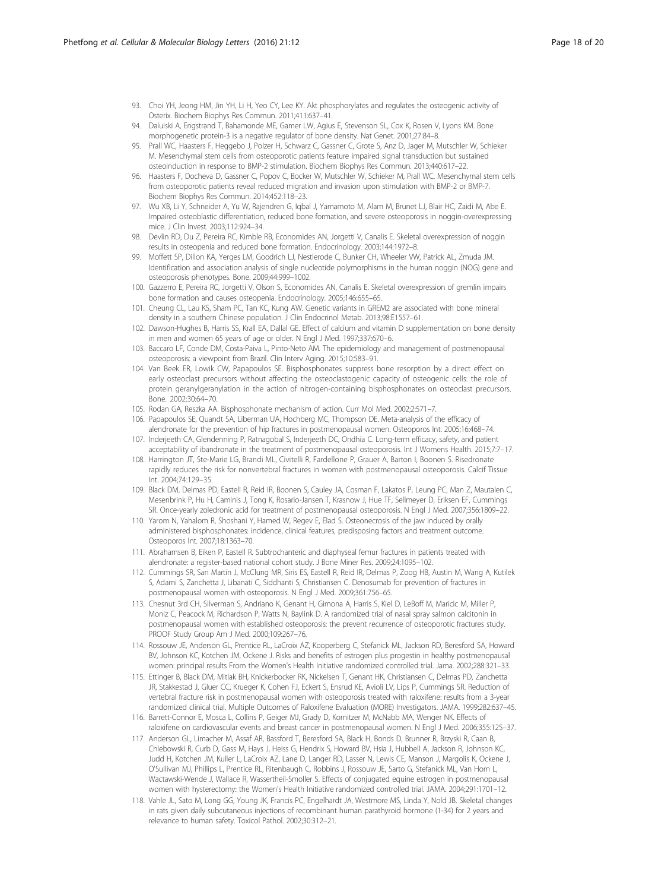93. Choi YH, Jeong HM, Jin YH, Li H, Yeo CY, Lee KY. Akt phosphorylates and regulates the osteogenic activity of Osterix. Biochem Biophys Res Commun. 2011;411:637–41.
94. Daluiski A, Engstrand T, Bahamonde ME, Gamer LW, Agius E, Stevenson SL, Cox K, Rosen V, Lyons KM. Bone morphogenetic protein-3 is a negative regulator of bone density. Nat Genet. 2001;27:84–8.
95. Prall WC, Haasters F, Heggebo J, Polzer H, Schwarz C, Gassner C, Grote S, Anz D, Jager M, Mutschler W, Schieker M. Mesenchymal stem cells from osteoporotic patients feature impaired signal transduction but sustained osteoinduction in response to BMP-2 stimulation. Biochem Biophys Res Commun. 2013;440:617–22.
96. Haasters F, Docheva D, Gassner C, Popov C, Bocker W, Mutschler W, Schieker M, Prall WC. Mesenchymal stem cells from osteoporotic patients reveal reduced migration and invasion upon stimulation with BMP-2 or BMP-7. Biochem Biophys Res Commun. 2014;452:118–23.
97. Wu XB, Li Y, Schneider A, Yu W, Rajendren G, Iqbal J, Yamamoto M, Alam M, Brunet LJ, Blair HC, Zaidi M, Abe E. Impaired osteoblastic differentiation, reduced bone formation, and severe osteoporosis in noggin-overexpressing mice. J Clin Invest. 2003;112:924–34.
98. Devlin RD, Du Z, Pereira RC, Kimble RB, Economides AN, Jorgetti V, Canalis E. Skeletal overexpression of noggin results in osteopenia and reduced bone formation. Endocrinology. 2003;144:1972–8.
99. Moffett SP, Dillon KA, Yerges LM, Goodrich LJ, Nestlerode C, Bunker CH, Wheeler VW, Patrick AL, Zmuda JM. Identification and association analysis of single nucleotide polymorphisms in the human noggin (NOG) gene and osteoporosis phenotypes. Bone. 2009;44:999–1002.
100. Gazzerro E, Pereira RC, Jorgetti V, Olson S, Economides AN, Canalis E. Skeletal overexpression of gremlin impairs bone formation and causes osteopenia. Endocrinology. 2005;146:655–65.
101. Cheung CL, Lau KS, Sham PC, Tan KC, Kung AW. Genetic variants in GREM2 are associated with bone mineral density in a southern Chinese population. J Clin Endocrinol Metab. 2013;98:E1557–61.
102. Dawson-Hughes B, Harris SS, Krall EA, Dallal GE. Effect of calcium and vitamin D supplementation on bone density in men and women 65 years of age or older. N Engl J Med. 1997;337:670–6.
103. Baccaro LF, Conde DM, Costa-Paiva L, Pinto-Neto AM. The epidemiology and management of postmenopausal osteoporosis: a viewpoint from Brazil. Clin Interv Aging. 2015;10:583–91.
104. Van Beek ER, Lowik CW, Papapoulos SE. Bisphosphonates suppress bone resorption by a direct effect on early osteoclast precursors without affecting the osteoclastogenic capacity of osteogenic cells: the role of protein geranylgeranylation in the action of nitrogen-containing bisphosphonates on osteoclast precursors. Bone. 2002;30:64–70.
105. Rodan GA, Reszka AA. Bisphosphonate mechanism of action. Curr Mol Med. 2002;2:571–7.
106. Papapoulos SE, Quandt SA, Liberman UA, Hochberg MC, Thompson DE. Meta-analysis of the efficacy of alendronate for the prevention of hip fractures in postmenopausal women. Osteoporos Int. 2005;16:468–74.
107. Inderjeeth CA, Glendenning P, Ratnagobal S, Inderjeeth DC, Ondhia C. Long-term efficacy, safety, and patient acceptability of ibandronate in the treatment of postmenopausal osteoporosis. Int J Womens Health. 2015;7:7–17.
108. Harrington JT, Ste-Marie LG, Brandi ML, Civitelli R, Fardellone P, Grauer A, Barton I, Boonen S. Risedronate rapidly reduces the risk for nonvertebral fractures in women with postmenopausal osteoporosis. Calcif Tissue Int. 2004;74:129–35.
109. Black DM, Delmas PD, Eastell R, Reid IR, Boonen S, Cauley JA, Cosman F, Lakatos P, Leung PC, Man Z, Mautalen C, Mesenbrink P, Hu H, Caminis J, Tong K, Rosario-Jansen T, Krasnow J, Hue TF, Sellmeyer D, Eriksen EF, Cummings SR. Once-yearly zoledronic acid for treatment of postmenopausal osteoporosis. N Engl J Med. 2007;356:1809–22.
110. Yarom N, Yahalom R, Shoshani Y, Hamed W, Regev E, Elad S. Osteonecrosis of the jaw induced by orally administered bisphosphonates: incidence, clinical features, predisposing factors and treatment outcome. Osteoporos Int. 2007;18:1363–70.
111. Abrahamsen B, Eiken P, Eastell R. Subtrochanteric and diaphyseal femur fractures in patients treated with alendronate: a register-based national cohort study. J Bone Miner Res. 2009;24:1095–102.
112. Cummings SR, San Martin J, McClung MR, Siris ES, Eastell R, Reid IR, Delmas P, Zoog HB, Austin M, Wang A, Kutilek S, Adami S, Zanchetta J, Libanati C, Siddhanti S, Christiansen C. Denosumab for prevention of fractures in postmenopausal women with osteoporosis. N Engl J Med. 2009;361:756–65.
113. Chesnut 3rd CH, Silverman S, Andriano K, Genant H, Gimona A, Harris S, Kiel D, LeBoff M, Maricic M, Miller P, Moniz C, Peacock M, Richardson P, Watts N, Baylink D. A randomized trial of nasal spray salmon calcitonin in postmenopausal women with established osteoporosis: the prevent recurrence of osteoporotic fractures study. PROOF Study Group Am J Med. 2000;109:267–76.
114. Rossouw JE, Anderson GL, Prentice RL, LaCroix AZ, Kooperberg C, Stefanick ML, Jackson RD, Beresford SA, Howard BV, Johnson KC, Kotchen JM, Ockene J. Risks and benefits of estrogen plus progestin in healthy postmenopausal women: principal results From the Women's Health Initiative randomized controlled trial. Jama. 2002;288:321–33.
115. Ettinger B, Black DM, Mitlak BH, Knickerbocker RK, Nickelsen T, Genant HK, Christiansen C, Delmas PD, Zanchetta JR, Stakkestad J, Gluer CC, Krueger K, Cohen FJ, Eckert S, Ensrud KE, Avioli LV, Lips P, Cummings SR. Reduction of vertebral fracture risk in postmenopausal women with osteoporosis treated with raloxifene: results from a 3-year randomized clinical trial. Multiple Outcomes of Raloxifene Evaluation (MORE) Investigators. JAMA. 1999;282:637–45.
116. Barrett-Connor E, Mosca L, Collins P, Geiger MJ, Grady D, Kornitzer M, McNabb MA, Wenger NK. Effects of raloxifene on cardiovascular events and breast cancer in postmenopausal women. N Engl J Med. 2006;355:125–37.
117. Anderson GL, Limacher M, Assaf AR, Bassford T, Beresford SA, Black H, Bonds D, Brunner R, Brzyski R, Caan B, Chlebowski R, Curb D, Gass M, Hays J, Heiss G, Hendrix S, Howard BV, Hsia J, Hubbell A, Jackson R, Johnson KC, Judd H, Kotchen JM, Kuller L, LaCroix AZ, Lane D, Langer RD, Lasser N, Lewis CE, Manson J, Margolis K, Ockene J, O'Sullivan MJ, Phillips L, Prentice RL, Ritenbaugh C, Robbins J, Rossouw JE, Sarto G, Stefanick ML, Van Horn L, Wactawski-Wende J, Wallace R, Wassertheil-Smoller S. Effects of conjugated equine estrogen in postmenopausal women with hysterectomy: the Women's Health Initiative randomized controlled trial. JAMA. 2004;291:1701–12.
118. Vahle JL, Sato M, Long GG, Young JK, Francis PC, Engelhardt JA, Westmore MS, Linda Y, Nold JB. Skeletal changes in rats given daily subcutaneous injections of recombinant human parathyroid hormone (1-34) for 2 years and relevance to human safety. Toxicol Pathol. 2002;30:312–21.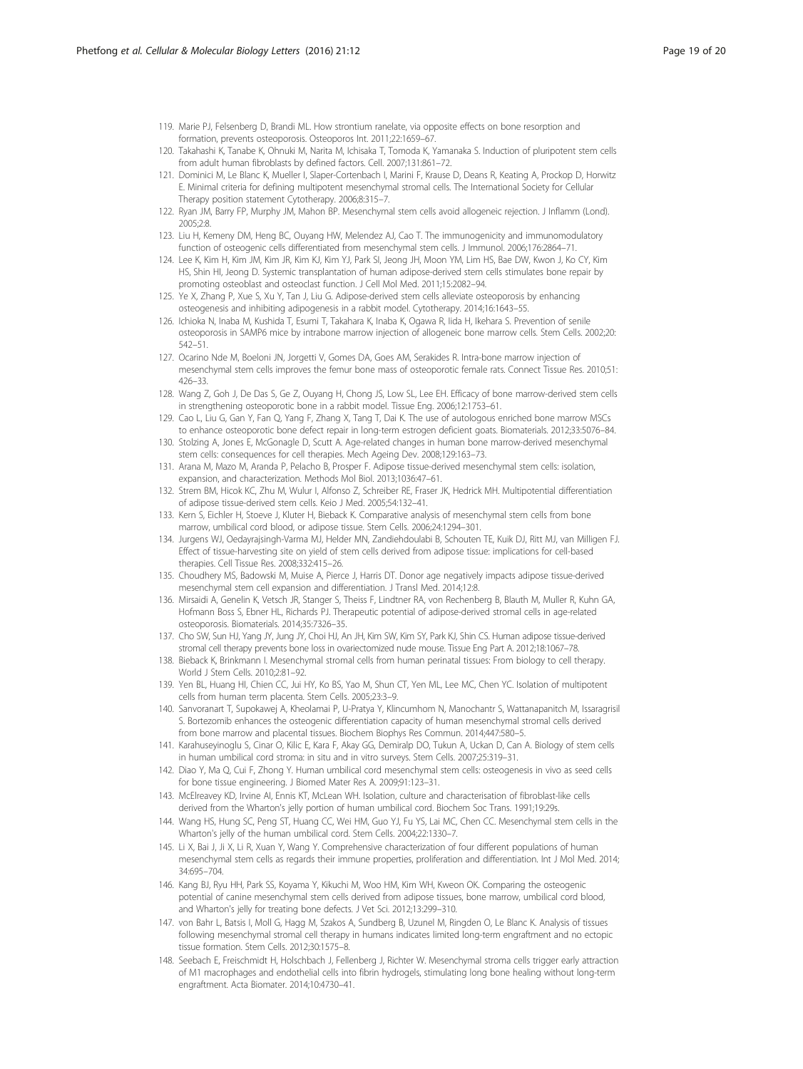119. Marie PJ, Felsenberg D, Brandi ML. How strontium ranelate, via opposite effects on bone resorption and formation, prevents osteoporosis. Osteoporos Int. 2011;22:1659–67.
120. Takahashi K, Tanabe K, Ohnuki M, Narita M, Ichisaka T, Tomoda K, Yamanaka S. Induction of pluripotent stem cells from adult human fibroblasts by defined factors. Cell. 2007;131:861–72.
121. Dominici M, Le Blanc K, Mueller I, Slaper-Cortenbach I, Marini F, Krause D, Deans R, Keating A, Prockop D, Horwitz E. Minimal criteria for defining multipotent mesenchymal stromal cells. The International Society for Cellular Therapy position statement Cytotherapy. 2006;8:315–7.
122. Ryan JM, Barry FP, Murphy JM, Mahon BP. Mesenchymal stem cells avoid allogeneic rejection. J Inflamm (Lond). 2005;2:8.
123. Liu H, Kemeny DM, Heng BC, Ouyang HW, Melendez AJ, Cao T. The immunogenicity and immunomodulatory function of osteogenic cells differentiated from mesenchymal stem cells. J Immunol. 2006;176:2864–71.
124. Lee K, Kim H, Kim JM, Kim JR, Kim KJ, Kim YJ, Park SI, Jeong JH, Moon YM, Lim HS, Bae DW, Kwon J, Ko CY, Kim HS, Shin HI, Jeong D. Systemic transplantation of human adipose-derived stem cells stimulates bone repair by promoting osteoblast and osteoclast function. J Cell Mol Med. 2011;15:2082–94.
125. Ye X, Zhang P, Xue S, Xu Y, Tan J, Liu G. Adipose-derived stem cells alleviate osteoporosis by enhancing osteogenesis and inhibiting adipogenesis in a rabbit model. Cytotherapy. 2014;16:1643–55.
126. Ichioka N, Inaba M, Kushida T, Esumi T, Takahara K, Inaba K, Ogawa R, Iida H, Ikehara S. Prevention of senile osteoporosis in SAMP6 mice by intrabone marrow injection of allogeneic bone marrow cells. Stem Cells. 2002;20:542–51.
127. Ocarino Nde M, Boeloni JN, Jorgetti V, Gomes DA, Goes AM, Serakides R. Intra-bone marrow injection of mesenchymal stem cells improves the femur bone mass of osteoporotic female rats. Connect Tissue Res. 2010;51:426–33.
128. Wang Z, Goh J, De Das S, Ge Z, Ouyang H, Chong JS, Low SL, Lee EH. Efficacy of bone marrow-derived stem cells in strengthening osteoporotic bone in a rabbit model. Tissue Eng. 2006;12:1753–61.
129. Cao L, Liu G, Gan Y, Fan Q, Yang F, Zhang X, Tang T, Dai K. The use of autologous enriched bone marrow MSCs to enhance osteoporotic bone defect repair in long-term estrogen deficient goats. Biomaterials. 2012;33:5076–84.
130. Stolzing A, Jones E, McGonagle D, Scutt A. Age-related changes in human bone marrow-derived mesenchymal stem cells: consequences for cell therapies. Mech Ageing Dev. 2008;129:163–73.
131. Arana M, Mazo M, Aranda P, Pelacho B, Prosper F. Adipose tissue-derived mesenchymal stem cells: isolation, expansion, and characterization. Methods Mol Biol. 2013;1036:47–61.
132. Strem BM, Hicok KC, Zhu M, Wulur I, Alfonso Z, Schreiber RE, Fraser JK, Hedrick MH. Multipotential differentiation of adipose tissue-derived stem cells. Keio J Med. 2005;54:132–41.
133. Kern S, Eichler H, Stoeve J, Kluter H, Bieback K. Comparative analysis of mesenchymal stem cells from bone marrow, umbilical cord blood, or adipose tissue. Stem Cells. 2006;24:1294–301.
134. Jurgens WJ, Oedayrajsingh-Varma MJ, Helder MN, Zandiehdoulabi B, Schouten TE, Kuik DJ, Ritt MJ, van Milligen FJ. Effect of tissue-harvesting site on yield of stem cells derived from adipose tissue: implications for cell-based therapies. Cell Tissue Res. 2008;332:415–26.
135. Choudhery MS, Badowski M, Muise A, Pierce J, Harris DT. Donor age negatively impacts adipose tissue-derived mesenchymal stem cell expansion and differentiation. J Transl Med. 2014;12:8.
136. Mirsaidi A, Genelin K, Vetsch JR, Stanger S, Theiss F, Lindtner RA, von Rechenberg B, Blauth M, Muller R, Kuhn GA, Hofmann Boss S, Ebner HL, Richards PJ. Therapeutic potential of adipose-derived stromal cells in age-related osteoporosis. Biomaterials. 2014;35:7326–35.
137. Cho SW, Sun HJ, Yang JY, Jung JY, Choi HJ, An JH, Kim SW, Kim SY, Park KJ, Shin CS. Human adipose tissue-derived stromal cell therapy prevents bone loss in ovariectomized nude mouse. Tissue Eng Part A. 2012;18:1067–78.
138. Bieback K, Brinkmann I. Mesenchymal stromal cells from human perinatal tissues: From biology to cell therapy. World J Stem Cells. 2010;2:81–92.
139. Yen BL, Huang HI, Chien CC, Jui HY, Ko BS, Yao M, Shun CT, Yen ML, Lee MC, Chen YC. Isolation of multipotent cells from human term placenta. Stem Cells. 2005;23:3–9.
140. Sanvoranart T, Supokawej A, Kheolamai P, U-Pratya Y, Klincumhom N, Manochantr S, Wattanapanitch M, Issaragrisil S. Bortezomib enhances the osteogenic differentiation capacity of human mesenchymal stromal cells derived from bone marrow and placental tissues. Biochem Biophys Res Commun. 2014;447:580–5.
141. Karahuseyinoglu S, Cinar O, Kilic E, Kara F, Akay GG, Demiralp DO, Tukun A, Uckan D, Can A. Biology of stem cells in human umbilical cord stroma: in situ and in vitro surveys. Stem Cells. 2007;25:319–31.
142. Diao Y, Ma Q, Cui F, Zhong Y. Human umbilical cord mesenchymal stem cells: osteogenesis in vivo as seed cells for bone tissue engineering. J Biomed Mater Res A. 2009;91:123–31.
143. McElreavey KD, Irvine AI, Ennis KT, McLean WH. Isolation, culture and characterisation of fibroblast-like cells derived from the Wharton's jelly portion of human umbilical cord. Biochem Soc Trans. 1991;19:29s.
144. Wang HS, Hung SC, Peng ST, Huang CC, Wei HM, Guo YJ, Fu YS, Lai MC, Chen CC. Mesenchymal stem cells in the Wharton's jelly of the human umbilical cord. Stem Cells. 2004;22:1330–7.
145. Li X, Bai J, Ji X, Li R, Xuan Y, Wang Y. Comprehensive characterization of four different populations of human mesenchymal stem cells as regards their immune properties, proliferation and differentiation. Int J Mol Med. 2014;34:695–704.
146. Kang BJ, Ryu HH, Park SS, Koyama Y, Kikuchi M, Woo HM, Kim WH, Kweon OK. Comparing the osteogenic potential of canine mesenchymal stem cells derived from adipose tissues, bone marrow, umbilical cord blood, and Wharton's jelly for treating bone defects. J Vet Sci. 2012;13:299–310.
147. von Bahr L, Batsis I, Moll G, Hagg M, Szakos A, Sundberg B, Uzunel M, Ringden O, Le Blanc K. Analysis of tissues following mesenchymal stromal cell therapy in humans indicates limited long-term engraftment and no ectopic tissue formation. Stem Cells. 2012;30:1575–8.
148. Seebach E, Freischmidt H, Holschbach J, Fellenberg J, Richter W. Mesenchymal stroma cells trigger early attraction of M1 macrophages and endothelial cells into fibrin hydrogels, stimulating long bone healing without long-term engraftment. Acta Biomater. 2014;10:4730–41.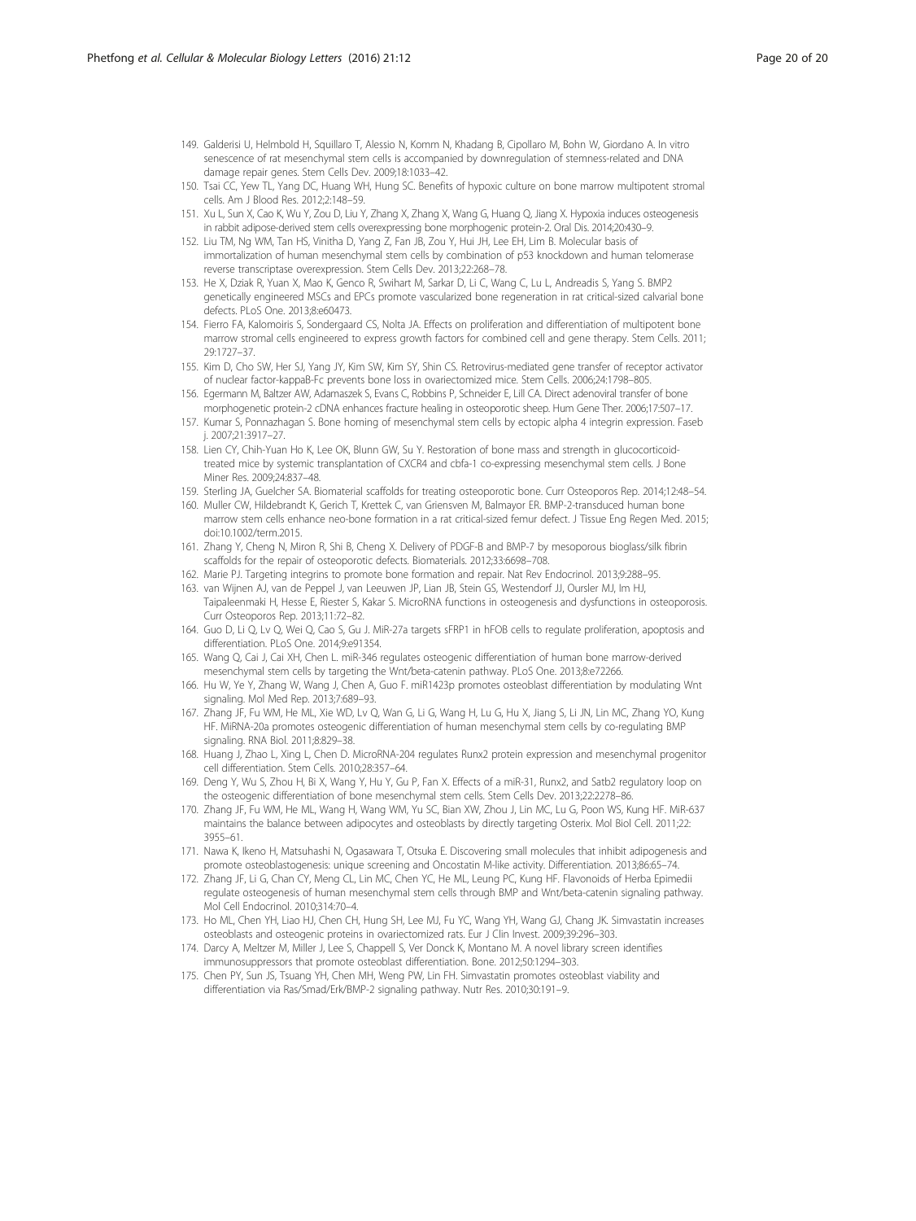149. Galderisi U, Helmbold H, Squillaro T, Alessio N, Komm N, Khadang B, Cipollaro M, Bohn W, Giordano A. In vitro senescence of rat mesenchymal stem cells is accompanied by downregulation of stemness-related and DNA damage repair genes. Stem Cells Dev. 2009;18:1033–42.
150. Tsai CC, Yew TL, Yang DC, Huang WH, Hung SC. Benefits of hypoxic culture on bone marrow multipotent stromal cells. Am J Blood Res. 2012;2:148–59.
151. Xu L, Sun X, Cao K, Wu Y, Zou D, Liu Y, Zhang X, Zhang X, Wang G, Huang Q, Jiang X. Hypoxia induces osteogenesis in rabbit adipose-derived stem cells overexpressing bone morphogenic protein-2. Oral Dis. 2014;20:430–9.
152. Liu TM, Ng WM, Tan HS, Vinitha D, Yang Z, Fan JB, Zou Y, Hui JH, Lee EH, Lim B. Molecular basis of immortalization of human mesenchymal stem cells by combination of p53 knockdown and human telomerase reverse transcriptase overexpression. Stem Cells Dev. 2013;22:268–78.
153. He X, Dziak R, Yuan X, Mao K, Genco R, Swihart M, Sarkar D, Li C, Wang C, Lu L, Andreadis S, Yang S. BMP2 genetically engineered MSCs and EPCs promote vascularized bone regeneration in rat critical-sized calvarial bone defects. PLoS One. 2013;8:e60473.
154. Fierro FA, Kalomoiris S, Sondergaard CS, Nolta JA. Effects on proliferation and differentiation of multipotent bone marrow stromal cells engineered to express growth factors for combined cell and gene therapy. Stem Cells. 2011;29:1727–37.
155. Kim D, Cho SW, Her SJ, Yang JY, Kim SW, Kim SY, Shin CS. Retrovirus-mediated gene transfer of receptor activator of nuclear factor-kappaB-Fc prevents bone loss in ovariectomized mice. Stem Cells. 2006;24:1798–805.
156. Egermann M, Baltzer AW, Adamaszek S, Evans C, Robbins P, Schneider E, Lill CA. Direct adenoviral transfer of bone morphogenetic protein-2 cDNA enhances fracture healing in osteoporotic sheep. Hum Gene Ther. 2006;17:507–17.
157. Kumar S, Ponnazhagan S. Bone homing of mesenchymal stem cells by ectopic alpha 4 integrin expression. Faseb j. 2007;21:3917–27.
158. Lien CY, Chih-Yuan Ho K, Lee OK, Blunn GW, Su Y. Restoration of bone mass and strength in glucocorticoid-treated mice by systemic transplantation of CXCR4 and cbfa-1 co-expressing mesenchymal stem cells. J Bone Miner Res. 2009;24:837–48.
159. Sterling JA, Guelcher SA. Biomaterial scaffolds for treating osteoporotic bone. Curr Osteoporos Rep. 2014;12:48–54.
160. Muller CW, Hildebrandt K, Gerich T, Krettek C, van Griensven M, Balmayor ER. BMP-2-transduced human bone marrow stem cells enhance neo-bone formation in a rat critical-sized femur defect. J Tissue Eng Regen Med. 2015; doi:10.1002/term.2015.
161. Zhang Y, Cheng N, Miron R, Shi B, Cheng X. Delivery of PDGF-B and BMP-7 by mesoporous bioglass/silk fibrin scaffolds for the repair of osteoporotic defects. Biomaterials. 2012;33:6698–708.
162. Marie PJ. Targeting integrins to promote bone formation and repair. Nat Rev Endocrinol. 2013;9:288–95.
163. van Wijnen AJ, van de Peppel J, van Leeuwen JP, Lian JB, Stein GS, Westendorf JJ, Oursler MJ, Im HJ, Taipaleenmaki H, Hesse E, Riester S, Kakar S. MicroRNA functions in osteogenesis and dysfunctions in osteoporosis. Curr Osteoporos Rep. 2013;11:72–82.
164. Guo D, Li Q, Lv Q, Wei Q, Cao S, Gu J. MiR-27a targets sFRP1 in hFOB cells to regulate proliferation, apoptosis and differentiation. PLoS One. 2014;9:e91354.
165. Wang Q, Cai J, Cai XH, Chen L. miR-346 regulates osteogenic differentiation of human bone marrow-derived mesenchymal stem cells by targeting the Wnt/beta-catenin pathway. PLoS One. 2013;8:e72266.
166. Hu W, Ye Y, Zhang W, Wang J, Chen A, Guo F. miR1423p promotes osteoblast differentiation by modulating Wnt signaling. Mol Med Rep. 2013;7:689–93.
167. Zhang JF, Fu WM, He ML, Xie WD, Lv Q, Wan G, Li G, Wang H, Lu G, Hu X, Jiang S, Li JN, Lin MC, Zhang YO, Kung HF. MiRNA-20a promotes osteogenic differentiation of human mesenchymal stem cells by co-regulating BMP signaling. RNA Biol. 2011;8:829–38.
168. Huang J, Zhao L, Xing L, Chen D. MicroRNA-204 regulates Runx2 protein expression and mesenchymal progenitor cell differentiation. Stem Cells. 2010;28:357–64.
169. Deng Y, Wu S, Zhou H, Bi X, Wang Y, Hu Y, Gu P, Fan X. Effects of a miR-31, Runx2, and Satb2 regulatory loop on the osteogenic differentiation of bone mesenchymal stem cells. Stem Cells Dev. 2013;22:2278–86.
170. Zhang JF, Fu WM, He ML, Wang H, Wang WM, Yu SC, Bian XW, Zhou J, Lin MC, Lu G, Poon WS, Kung HF. MiR-637 maintains the balance between adipocytes and osteoblasts by directly targeting Osterix. Mol Biol Cell. 2011;22:3955–61.
171. Nawa K, Ikeno H, Matsuhashi N, Ogasawara T, Otsuka E. Discovering small molecules that inhibit adipogenesis and promote osteoblastogenesis: unique screening and Oncostatin M-like activity. Differentiation. 2013;86:65–74.
172. Zhang JF, Li G, Chan CY, Meng CL, Lin MC, Chen YC, He ML, Leung PC, Kung HF. Flavonoids of Herba Epimedii regulate osteogenesis of human mesenchymal stem cells through BMP and Wnt/beta-catenin signaling pathway. Mol Cell Endocrinol. 2010;314:70–4.
173. Ho ML, Chen YH, Liao HJ, Chen CH, Hung SH, Lee MJ, Fu YC, Wang YH, Wang GJ, Chang JK. Simvastatin increases osteoblasts and osteogenic proteins in ovariectomized rats. Eur J Clin Invest. 2009;39:296–303.
174. Darcy A, Meltzer M, Miller J, Lee S, Chappell S, Ver Donck K, Montano M. A novel library screen identifies immunosuppressors that promote osteoblast differentiation. Bone. 2012;50:1294–303.
175. Chen PY, Sun JS, Tsuang YH, Chen MH, Weng PW, Lin FH. Simvastatin promotes osteoblast viability and differentiation via Ras/Smad/Erk/BMP-2 signaling pathway. Nutr Res. 2010;30:191–9.